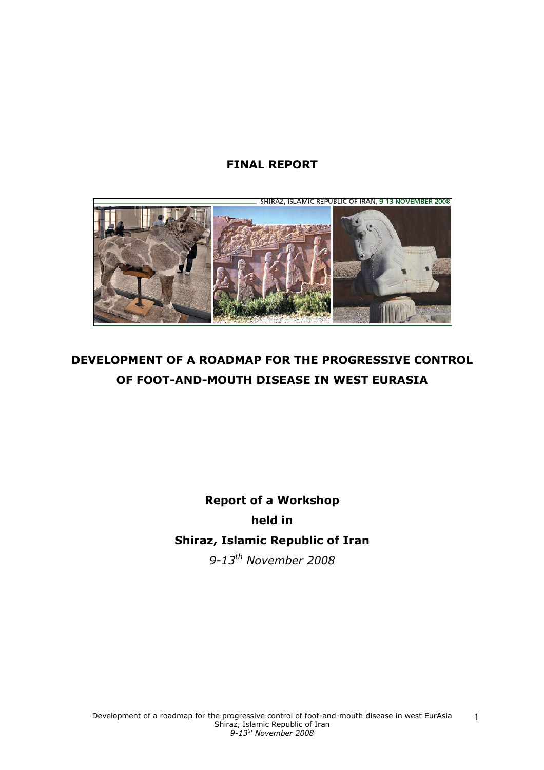**FINAL REPORT**

SHIRAZ, ISLAMIC REPUBLIC OF IRAN, 9-13 NOVEMBER 2008

# DEVELOPMENT OF A ROADMAP FOR THE PROGRESSIVE CONTROL OF FOOT-AND-MOUTH DISEASE IN WEST EURASIA

**Report of a Workshop**

**held in**

**Shiraz, Islamic Republic of Iran**

*9-13th November 2008*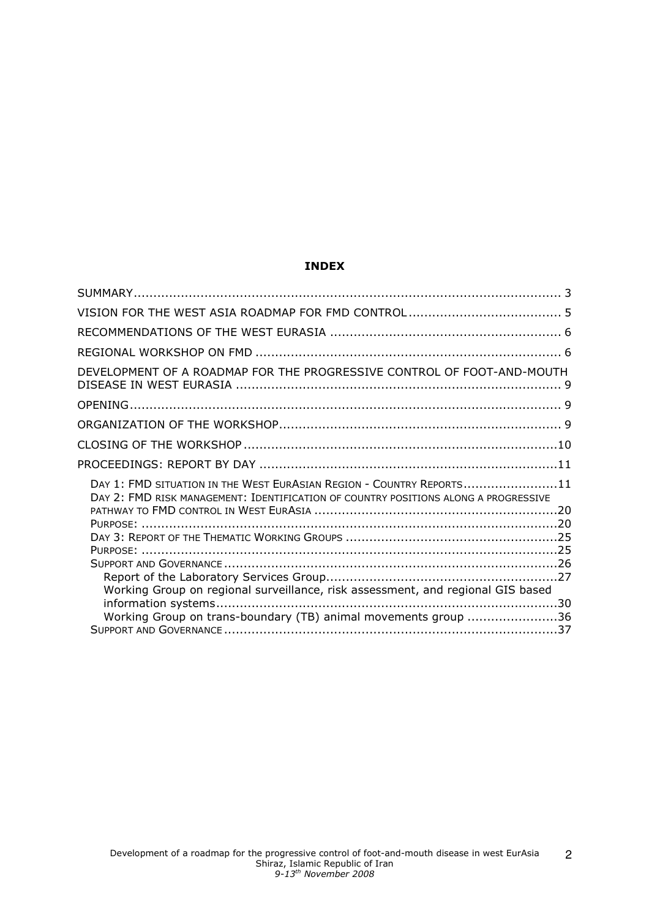**INDEX**

SUMMARY .......... 3

VISION FOR THE WEST ASIA ROADMAP FOR FMD CONTROL .......... 5

RECOMMENDATIONS OF THE WEST EURASIA .......... 6

REGIONAL WORKSHOP ON FMD .......... 6

DEVELOPMENT OF A ROADMAP FOR THE PROGRESSIVE CONTROL OF FOOT-AND-MOUTH DISEASE IN WEST EURASIA .......... 9

OPENING .......... 9

ORGANIZATION OF THE WORKSHOP .......... 9

CLOSING OF THE WORKSHOP .......... 10

PROCEEDINGS: REPORT BY DAY .......... 11

- DAY 1: FMD SITUATION IN THE WEST EURASIAN REGION - COUNTRY REPORTS .......... 11
- DAY 2: FMD RISK MANAGEMENT: IDENTIFICATION OF COUNTRY POSITIONS ALONG A PROGRESSIVE PATHWAY TO FMD CONTROL IN WEST EURASIA .......... 20
- PURPOSE: .......... 20
- DAY 3: REPORT OF THE THEMATIC WORKING GROUPS .......... 25
- PURPOSE: .......... 25
- SUPPORT AND GOVERNANCE .......... 26
  - Report of the Laboratory Services Group .......... 27
  - Working Group on regional surveillance, risk assessment, and regional GIS based information systems .......... 30
  - Working Group on trans-boundary (TB) animal movements group .......... 36
- SUPPORT AND GOVERNANCE .......... 37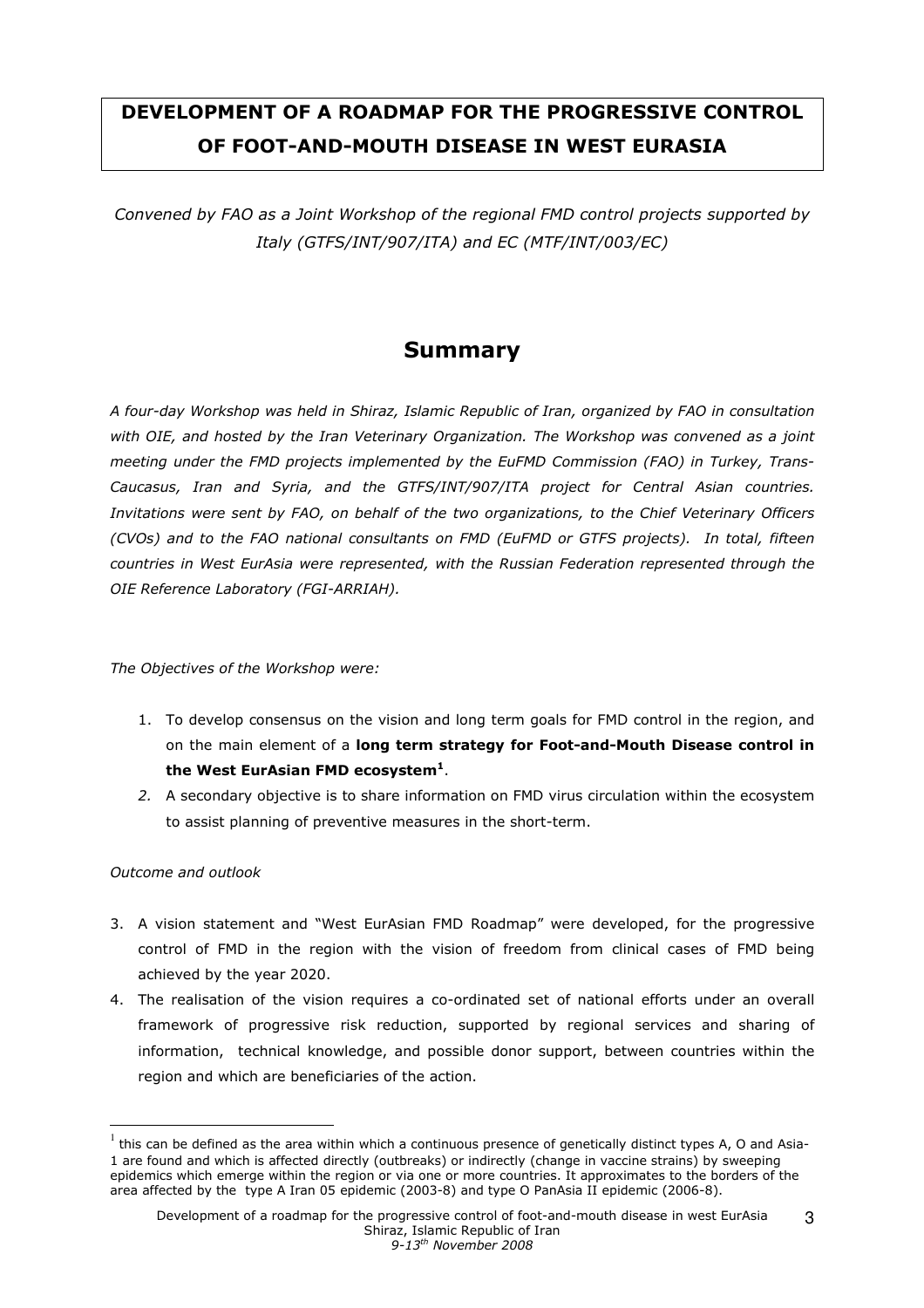# DEVELOPMENT OF A ROADMAP FOR THE PROGRESSIVE CONTROL OF FOOT-AND-MOUTH DISEASE IN WEST EURASIA

*Convened by FAO as a Joint Workshop of the regional FMD control projects supported by Italy (GTFS/INT/907/ITA) and EC (MTF/INT/003/EC)*

## Summary

*A four-day Workshop was held in Shiraz, Islamic Republic of Iran, organized by FAO in consultation with OIE, and hosted by the Iran Veterinary Organization. The Workshop was convened as a joint meeting under the FMD projects implemented by the EuFMD Commission (FAO) in Turkey, Trans-Caucasus, Iran and Syria, and the GTFS/INT/907/ITA project for Central Asian countries. Invitations were sent by FAO, on behalf of the two organizations, to the Chief Veterinary Officers (CVOs) and to the FAO national consultants on FMD (EuFMD or GTFS projects). In total, fifteen countries in West EurAsia were represented, with the Russian Federation represented through the OIE Reference Laboratory (FGI-ARRIAH).*

*The Objectives of the Workshop were:*

1. To develop consensus on the vision and long term goals for FMD control in the region, and on the main element of a **long term strategy for Foot-and-Mouth Disease control in the West EurAsian FMD ecosystem[1]**.
2. A secondary objective is to share information on FMD virus circulation within the ecosystem to assist planning of preventive measures in the short-term.

*Outcome and outlook*

3. A vision statement and "West EurAsian FMD Roadmap" were developed, for the progressive control of FMD in the region with the vision of freedom from clinical cases of FMD being achieved by the year 2020.
4. The realisation of the vision requires a co-ordinated set of national efforts under an overall framework of progressive risk reduction, supported by regional services and sharing of information, technical knowledge, and possible donor support, between countries within the region and which are beneficiaries of the action.

[1] this can be defined as the area within which a continuous presence of genetically distinct types A, O and Asia-1 are found and which is affected directly (outbreaks) or indirectly (change in vaccine strains) by sweeping epidemics which emerge within the region or via one or more countries. It approximates to the borders of the area affected by the type A Iran 05 epidemic (2003-8) and type O PanAsia II epidemic (2006-8).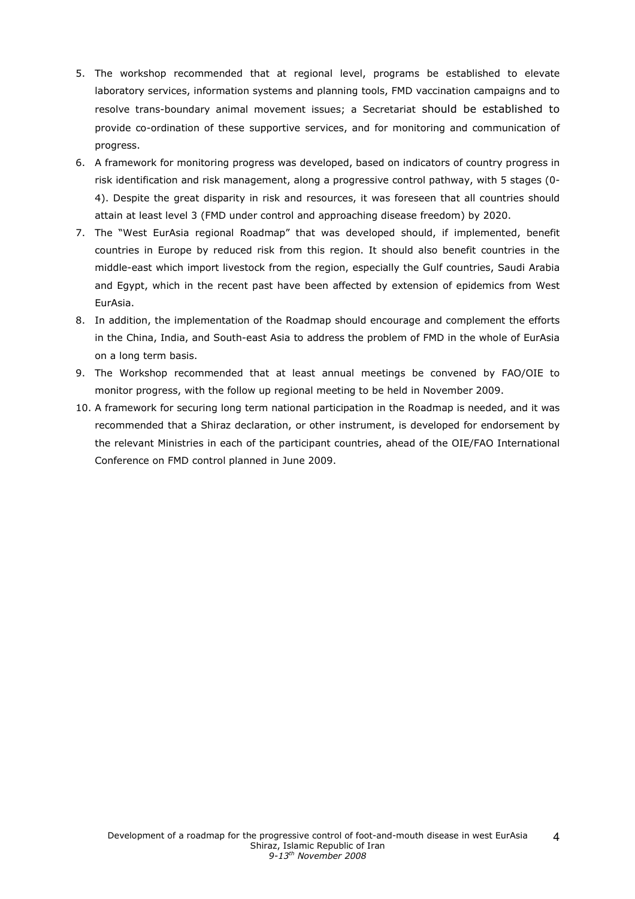5. The workshop recommended that at regional level, programs be established to elevate laboratory services, information systems and planning tools, FMD vaccination campaigns and to resolve trans-boundary animal movement issues; a Secretariat should be established to provide co-ordination of these supportive services, and for monitoring and communication of progress.
6. A framework for monitoring progress was developed, based on indicators of country progress in risk identification and risk management, along a progressive control pathway, with 5 stages (0-4). Despite the great disparity in risk and resources, it was foreseen that all countries should attain at least level 3 (FMD under control and approaching disease freedom) by 2020.
7. The "West EurAsia regional Roadmap" that was developed should, if implemented, benefit countries in Europe by reduced risk from this region. It should also benefit countries in the middle-east which import livestock from the region, especially the Gulf countries, Saudi Arabia and Egypt, which in the recent past have been affected by extension of epidemics from West EurAsia.
8. In addition, the implementation of the Roadmap should encourage and complement the efforts in the China, India, and South-east Asia to address the problem of FMD in the whole of EurAsia on a long term basis.
9. The Workshop recommended that at least annual meetings be convened by FAO/OIE to monitor progress, with the follow up regional meeting to be held in November 2009.
10. A framework for securing long term national participation in the Roadmap is needed, and it was recommended that a Shiraz declaration, or other instrument, is developed for endorsement by the relevant Ministries in each of the participant countries, ahead of the OIE/FAO International Conference on FMD control planned in June 2009.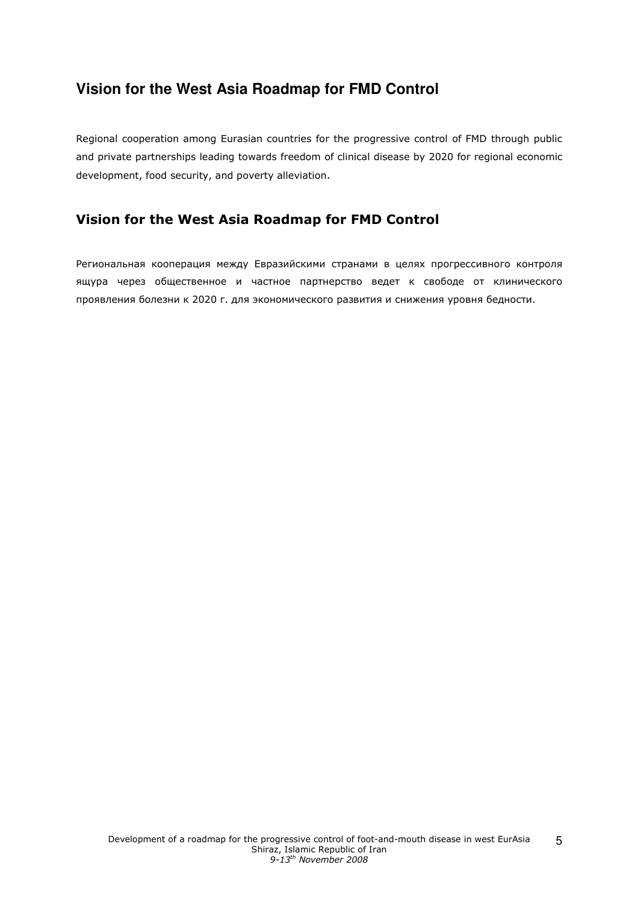## Vision for the West Asia Roadmap for FMD Control

Regional cooperation among Eurasian countries for the progressive control of FMD through public and private partnerships leading towards freedom of clinical disease by 2020 for regional economic development, food security, and poverty alleviation.

## Vision for the West Asia Roadmap for FMD Control

Региональная кооперация между Евразийскими странами в целях прогрессивного контроля ящура через общественное и частное партнерство ведет к свободе от клинического проявления болезни к 2020 г. для экономического развития и снижения уровня бедности.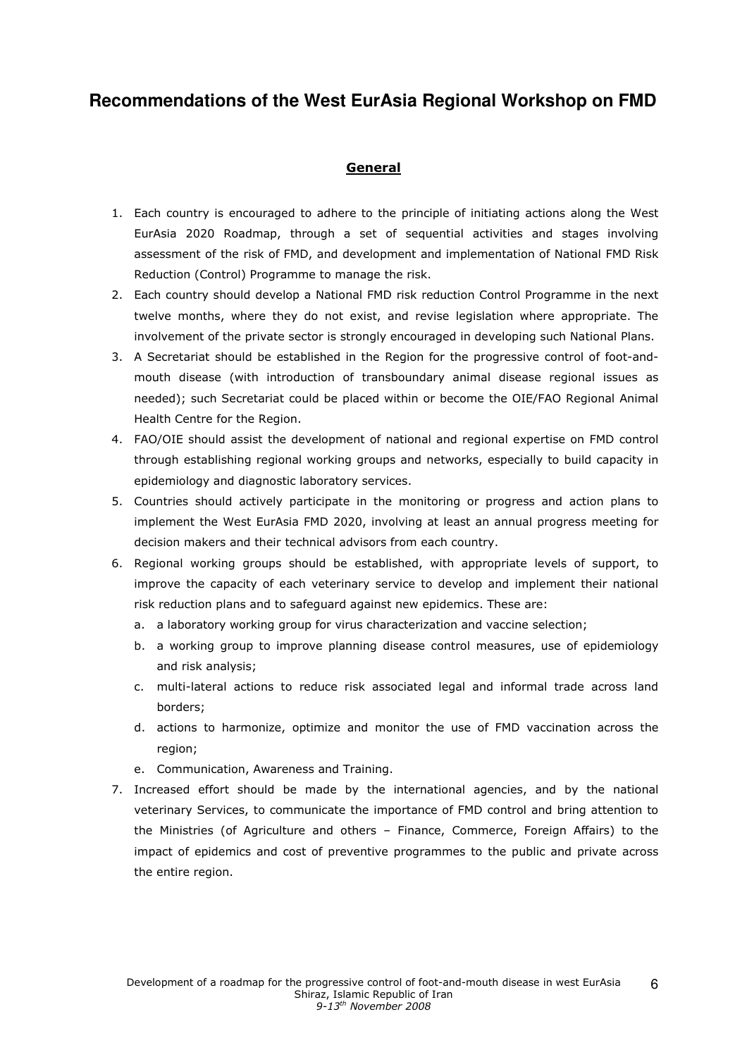# Recommendations of the West EurAsia Regional Workshop on FMD

## General

1. Each country is encouraged to adhere to the principle of initiating actions along the West EurAsia 2020 Roadmap, through a set of sequential activities and stages involving assessment of the risk of FMD, and development and implementation of National FMD Risk Reduction (Control) Programme to manage the risk.
2. Each country should develop a National FMD risk reduction Control Programme in the next twelve months, where they do not exist, and revise legislation where appropriate. The involvement of the private sector is strongly encouraged in developing such National Plans.
3. A Secretariat should be established in the Region for the progressive control of foot-and-mouth disease (with introduction of transboundary animal disease regional issues as needed); such Secretariat could be placed within or become the OIE/FAO Regional Animal Health Centre for the Region.
4. FAO/OIE should assist the development of national and regional expertise on FMD control through establishing regional working groups and networks, especially to build capacity in epidemiology and diagnostic laboratory services.
5. Countries should actively participate in the monitoring or progress and action plans to implement the West EurAsia FMD 2020, involving at least an annual progress meeting for decision makers and their technical advisors from each country.
6. Regional working groups should be established, with appropriate levels of support, to improve the capacity of each veterinary service to develop and implement their national risk reduction plans and to safeguard against new epidemics. These are:
   a. a laboratory working group for virus characterization and vaccine selection;
   b. a working group to improve planning disease control measures, use of epidemiology and risk analysis;
   c. multi-lateral actions to reduce risk associated legal and informal trade across land borders;
   d. actions to harmonize, optimize and monitor the use of FMD vaccination across the region;
   e. Communication, Awareness and Training.
7. Increased effort should be made by the international agencies, and by the national veterinary Services, to communicate the importance of FMD control and bring attention to the Ministries (of Agriculture and others – Finance, Commerce, Foreign Affairs) to the impact of epidemics and cost of preventive programmes to the public and private across the entire region.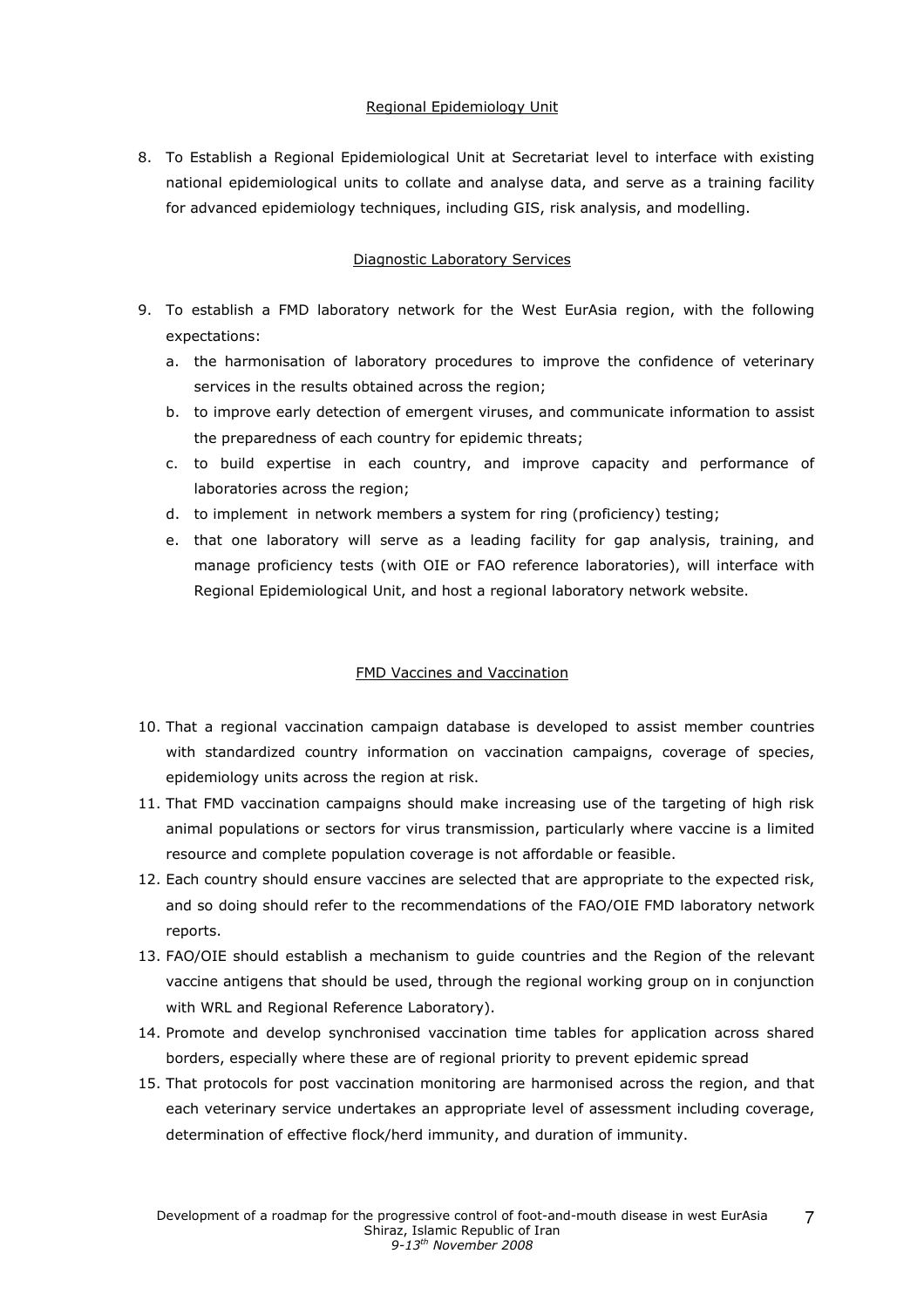### Regional Epidemiology Unit

8. To Establish a Regional Epidemiological Unit at Secretariat level to interface with existing national epidemiological units to collate and analyse data, and serve as a training facility for advanced epidemiology techniques, including GIS, risk analysis, and modelling.

### Diagnostic Laboratory Services

9. To establish a FMD laboratory network for the West EurAsia region, with the following expectations:
   a. the harmonisation of laboratory procedures to improve the confidence of veterinary services in the results obtained across the region;
   b. to improve early detection of emergent viruses, and communicate information to assist the preparedness of each country for epidemic threats;
   c. to build expertise in each country, and improve capacity and performance of laboratories across the region;
   d. to implement in network members a system for ring (proficiency) testing;
   e. that one laboratory will serve as a leading facility for gap analysis, training, and manage proficiency tests (with OIE or FAO reference laboratories), will interface with Regional Epidemiological Unit, and host a regional laboratory network website.

### FMD Vaccines and Vaccination

10. That a regional vaccination campaign database is developed to assist member countries with standardized country information on vaccination campaigns, coverage of species, epidemiology units across the region at risk.
11. That FMD vaccination campaigns should make increasing use of the targeting of high risk animal populations or sectors for virus transmission, particularly where vaccine is a limited resource and complete population coverage is not affordable or feasible.
12. Each country should ensure vaccines are selected that are appropriate to the expected risk, and so doing should refer to the recommendations of the FAO/OIE FMD laboratory network reports.
13. FAO/OIE should establish a mechanism to guide countries and the Region of the relevant vaccine antigens that should be used, through the regional working group on in conjunction with WRL and Regional Reference Laboratory).
14. Promote and develop synchronised vaccination time tables for application across shared borders, especially where these are of regional priority to prevent epidemic spread
15. That protocols for post vaccination monitoring are harmonised across the region, and that each veterinary service undertakes an appropriate level of assessment including coverage, determination of effective flock/herd immunity, and duration of immunity.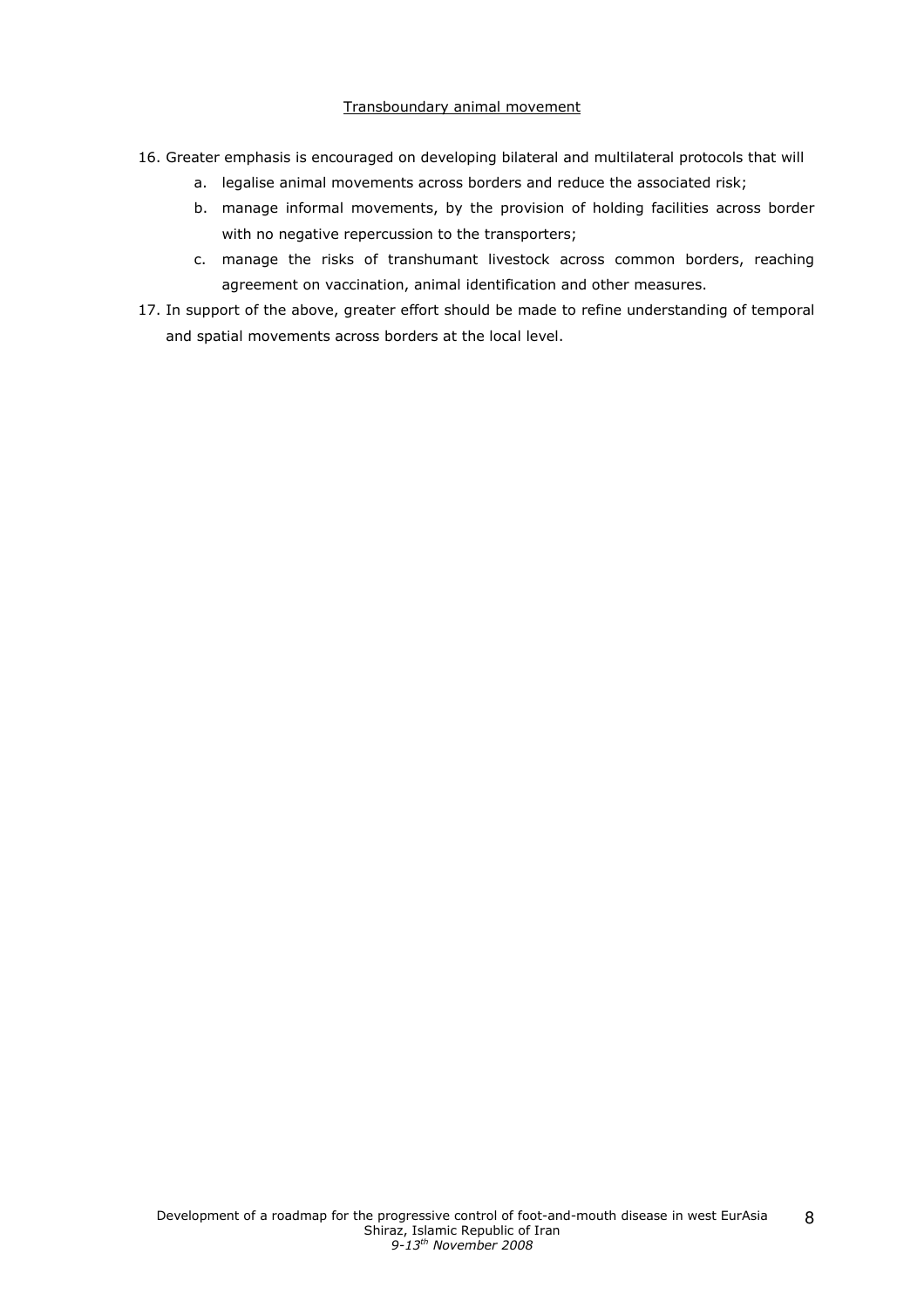Transboundary animal movement

16. Greater emphasis is encouraged on developing bilateral and multilateral protocols that will
    a. legalise animal movements across borders and reduce the associated risk;
    b. manage informal movements, by the provision of holding facilities across border with no negative repercussion to the transporters;
    c. manage the risks of transhumant livestock across common borders, reaching agreement on vaccination, animal identification and other measures.
17. In support of the above, greater effort should be made to refine understanding of temporal and spatial movements across borders at the local level.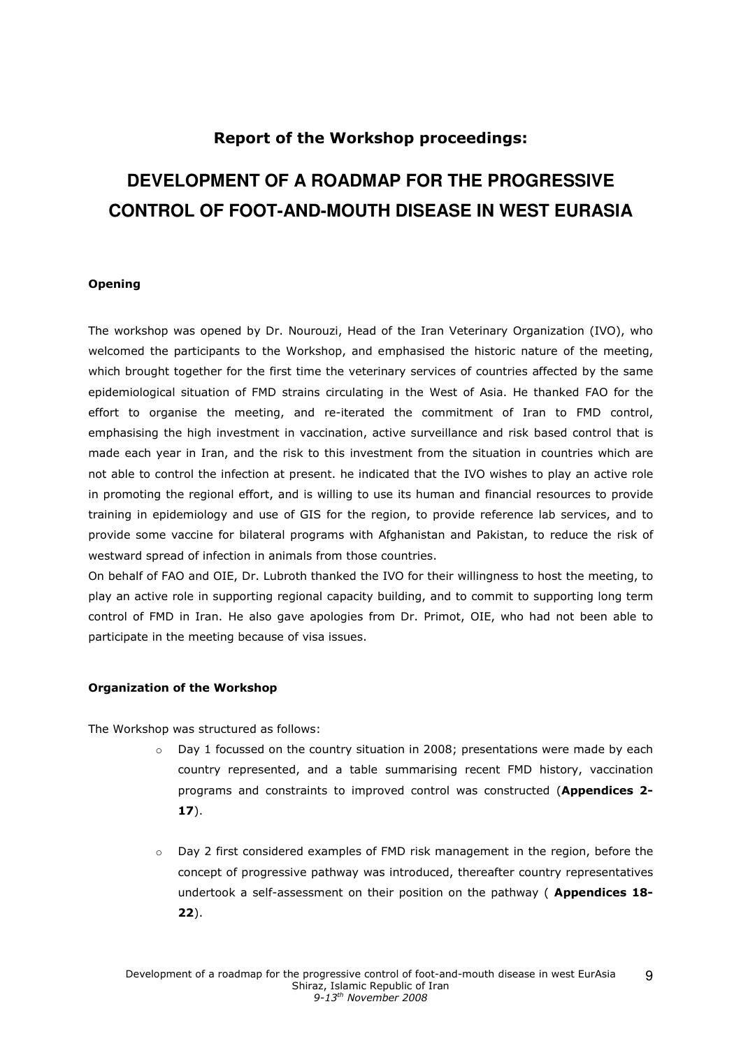**Report of the Workshop proceedings:**

# DEVELOPMENT OF A ROADMAP FOR THE PROGRESSIVE CONTROL OF FOOT-AND-MOUTH DISEASE IN WEST EURASIA

### Opening

The workshop was opened by Dr. Nourouzi, Head of the Iran Veterinary Organization (IVO), who welcomed the participants to the Workshop, and emphasised the historic nature of the meeting, which brought together for the first time the veterinary services of countries affected by the same epidemiological situation of FMD strains circulating in the West of Asia. He thanked FAO for the effort to organise the meeting, and re-iterated the commitment of Iran to FMD control, emphasising the high investment in vaccination, active surveillance and risk based control that is made each year in Iran, and the risk to this investment from the situation in countries which are not able to control the infection at present. he indicated that the IVO wishes to play an active role in promoting the regional effort, and is willing to use its human and financial resources to provide training in epidemiology and use of GIS for the region, to provide reference lab services, and to provide some vaccine for bilateral programs with Afghanistan and Pakistan, to reduce the risk of westward spread of infection in animals from those countries.

On behalf of FAO and OIE, Dr. Lubroth thanked the IVO for their willingness to host the meeting, to play an active role in supporting regional capacity building, and to commit to supporting long term control of FMD in Iran. He also gave apologies from Dr. Primot, OIE, who had not been able to participate in the meeting because of visa issues.

### Organization of the Workshop

The Workshop was structured as follows:

- Day 1 focussed on the country situation in 2008; presentations were made by each country represented, and a table summarising recent FMD history, vaccination programs and constraints to improved control was constructed (**Appendices 2-17**).

- Day 2 first considered examples of FMD risk management in the region, before the concept of progressive pathway was introduced, thereafter country representatives undertook a self-assessment on their position on the pathway ( **Appendices 18-22**).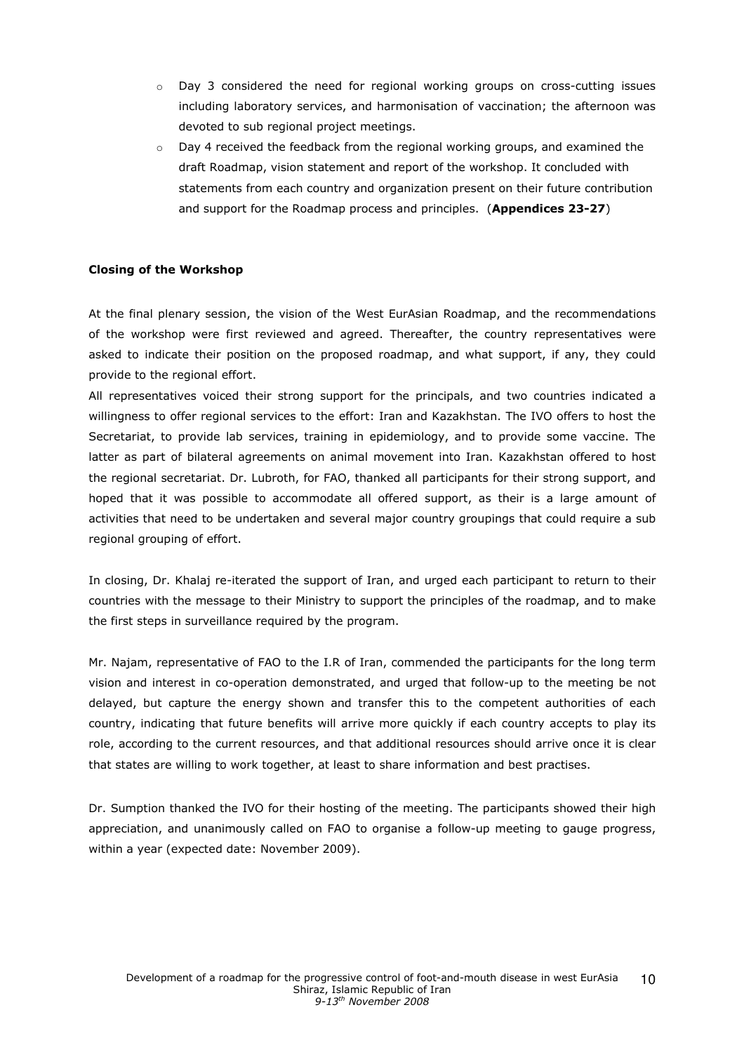- Day 3 considered the need for regional working groups on cross-cutting issues including laboratory services, and harmonisation of vaccination; the afternoon was devoted to sub regional project meetings.
- Day 4 received the feedback from the regional working groups, and examined the draft Roadmap, vision statement and report of the workshop. It concluded with statements from each country and organization present on their future contribution and support for the Roadmap process and principles. (**Appendices 23-27**)

**Closing of the Workshop**

At the final plenary session, the vision of the West EurAsian Roadmap, and the recommendations of the workshop were first reviewed and agreed. Thereafter, the country representatives were asked to indicate their position on the proposed roadmap, and what support, if any, they could provide to the regional effort.
All representatives voiced their strong support for the principals, and two countries indicated a willingness to offer regional services to the effort: Iran and Kazakhstan. The IVO offers to host the Secretariat, to provide lab services, training in epidemiology, and to provide some vaccine. The latter as part of bilateral agreements on animal movement into Iran. Kazakhstan offered to host the regional secretariat. Dr. Lubroth, for FAO, thanked all participants for their strong support, and hoped that it was possible to accommodate all offered support, as their is a large amount of activities that need to be undertaken and several major country groupings that could require a sub regional grouping of effort.

In closing, Dr. Khalaj re-iterated the support of Iran, and urged each participant to return to their countries with the message to their Ministry to support the principles of the roadmap, and to make the first steps in surveillance required by the program.

Mr. Najam, representative of FAO to the I.R of Iran, commended the participants for the long term vision and interest in co-operation demonstrated, and urged that follow-up to the meeting be not delayed, but capture the energy shown and transfer this to the competent authorities of each country, indicating that future benefits will arrive more quickly if each country accepts to play its role, according to the current resources, and that additional resources should arrive once it is clear that states are willing to work together, at least to share information and best practises.

Dr. Sumption thanked the IVO for their hosting of the meeting. The participants showed their high appreciation, and unanimously called on FAO to organise a follow-up meeting to gauge progress, within a year (expected date: November 2009).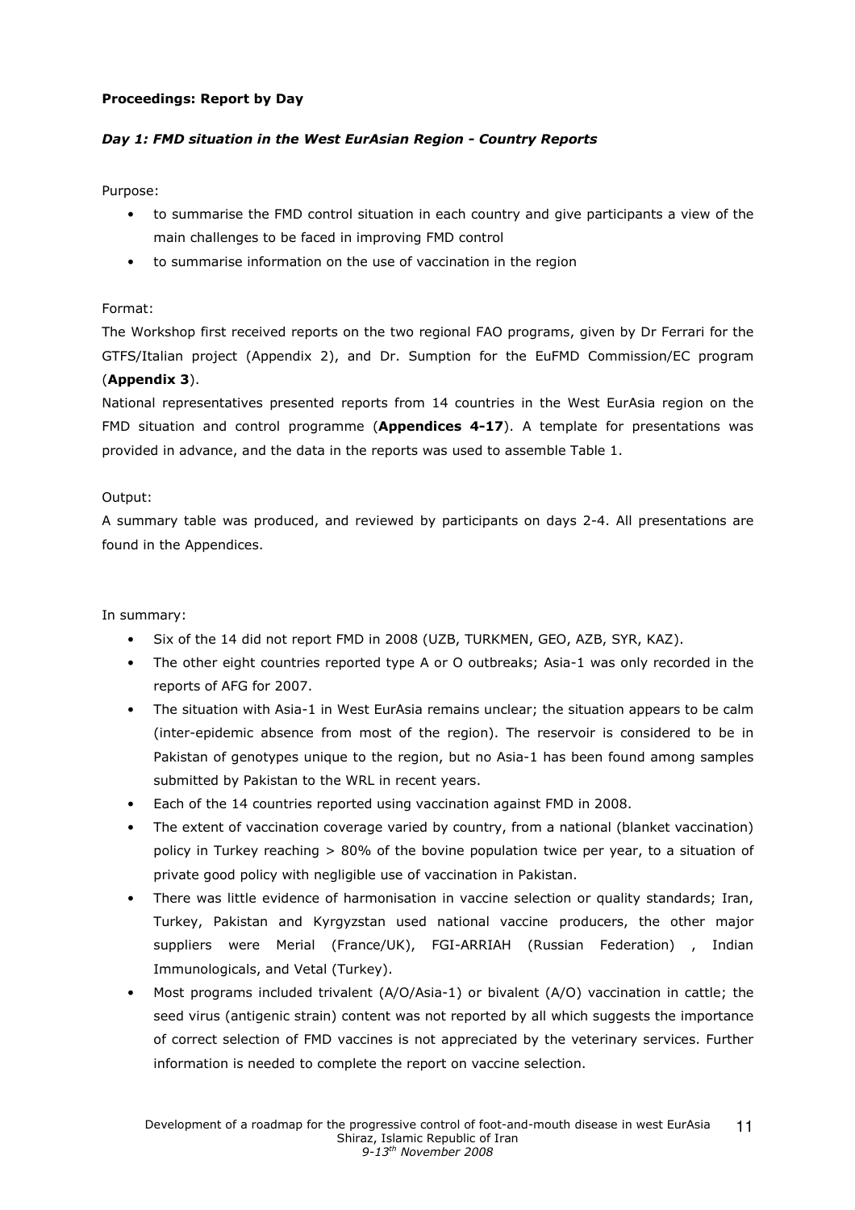**Proceedings: Report by Day**

***Day 1: FMD situation in the West EurAsian Region - Country Reports***

Purpose:

- to summarise the FMD control situation in each country and give participants a view of the main challenges to be faced in improving FMD control
- to summarise information on the use of vaccination in the region

Format:

The Workshop first received reports on the two regional FAO programs, given by Dr Ferrari for the GTFS/Italian project (Appendix 2), and Dr. Sumption for the EuFMD Commission/EC program (**Appendix 3**).

National representatives presented reports from 14 countries in the West EurAsia region on the FMD situation and control programme (**Appendices 4-17**). A template for presentations was provided in advance, and the data in the reports was used to assemble Table 1.

Output:

A summary table was produced, and reviewed by participants on days 2-4. All presentations are found in the Appendices.

In summary:

- Six of the 14 did not report FMD in 2008 (UZB, TURKMEN, GEO, AZB, SYR, KAZ).
- The other eight countries reported type A or O outbreaks; Asia-1 was only recorded in the reports of AFG for 2007.
- The situation with Asia-1 in West EurAsia remains unclear; the situation appears to be calm (inter-epidemic absence from most of the region). The reservoir is considered to be in Pakistan of genotypes unique to the region, but no Asia-1 has been found among samples submitted by Pakistan to the WRL in recent years.
- Each of the 14 countries reported using vaccination against FMD in 2008.
- The extent of vaccination coverage varied by country, from a national (blanket vaccination) policy in Turkey reaching > 80% of the bovine population twice per year, to a situation of private good policy with negligible use of vaccination in Pakistan.
- There was little evidence of harmonisation in vaccine selection or quality standards; Iran, Turkey, Pakistan and Kyrgyzstan used national vaccine producers, the other major suppliers were Merial (France/UK), FGI-ARRIAH (Russian Federation) , Indian Immunologicals, and Vetal (Turkey).
- Most programs included trivalent (A/O/Asia-1) or bivalent (A/O) vaccination in cattle; the seed virus (antigenic strain) content was not reported by all which suggests the importance of correct selection of FMD vaccines is not appreciated by the veterinary services. Further information is needed to complete the report on vaccine selection.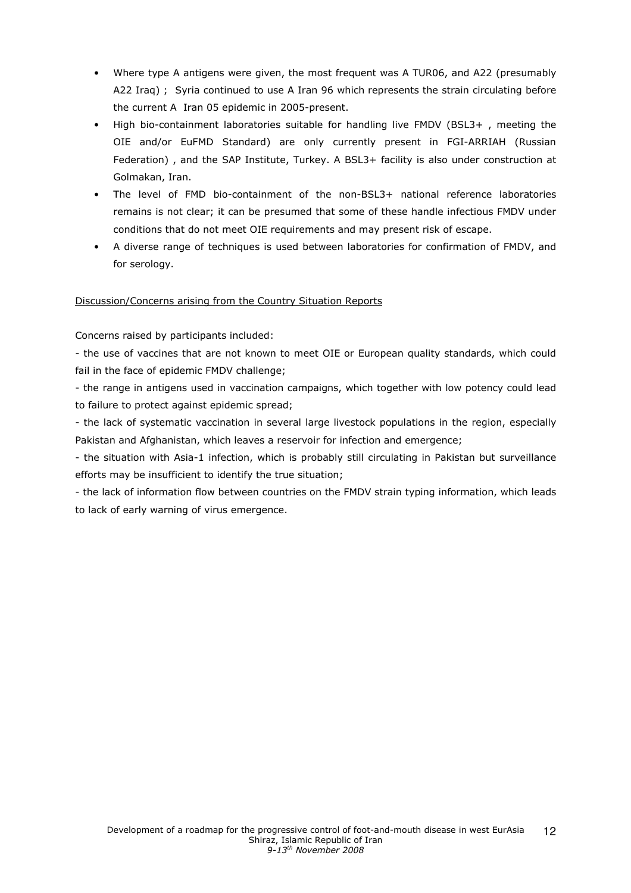- Where type A antigens were given, the most frequent was A TUR06, and A22 (presumably A22 Iraq) ; Syria continued to use A Iran 96 which represents the strain circulating before the current A Iran 05 epidemic in 2005-present.
- High bio-containment laboratories suitable for handling live FMDV (BSL3+ , meeting the OIE and/or EuFMD Standard) are only currently present in FGI-ARRIAH (Russian Federation) , and the SAP Institute, Turkey. A BSL3+ facility is also under construction at Golmakan, Iran.
- The level of FMD bio-containment of the non-BSL3+ national reference laboratories remains is not clear; it can be presumed that some of these handle infectious FMDV under conditions that do not meet OIE requirements and may present risk of escape.
- A diverse range of techniques is used between laboratories for confirmation of FMDV, and for serology.

<u>Discussion/Concerns arising from the Country Situation Reports</u>

Concerns raised by participants included:

- the use of vaccines that are not known to meet OIE or European quality standards, which could fail in the face of epidemic FMDV challenge;

- the range in antigens used in vaccination campaigns, which together with low potency could lead to failure to protect against epidemic spread;

- the lack of systematic vaccination in several large livestock populations in the region, especially Pakistan and Afghanistan, which leaves a reservoir for infection and emergence;

- the situation with Asia-1 infection, which is probably still circulating in Pakistan but surveillance efforts may be insufficient to identify the true situation;

- the lack of information flow between countries on the FMDV strain typing information, which leads to lack of early warning of virus emergence.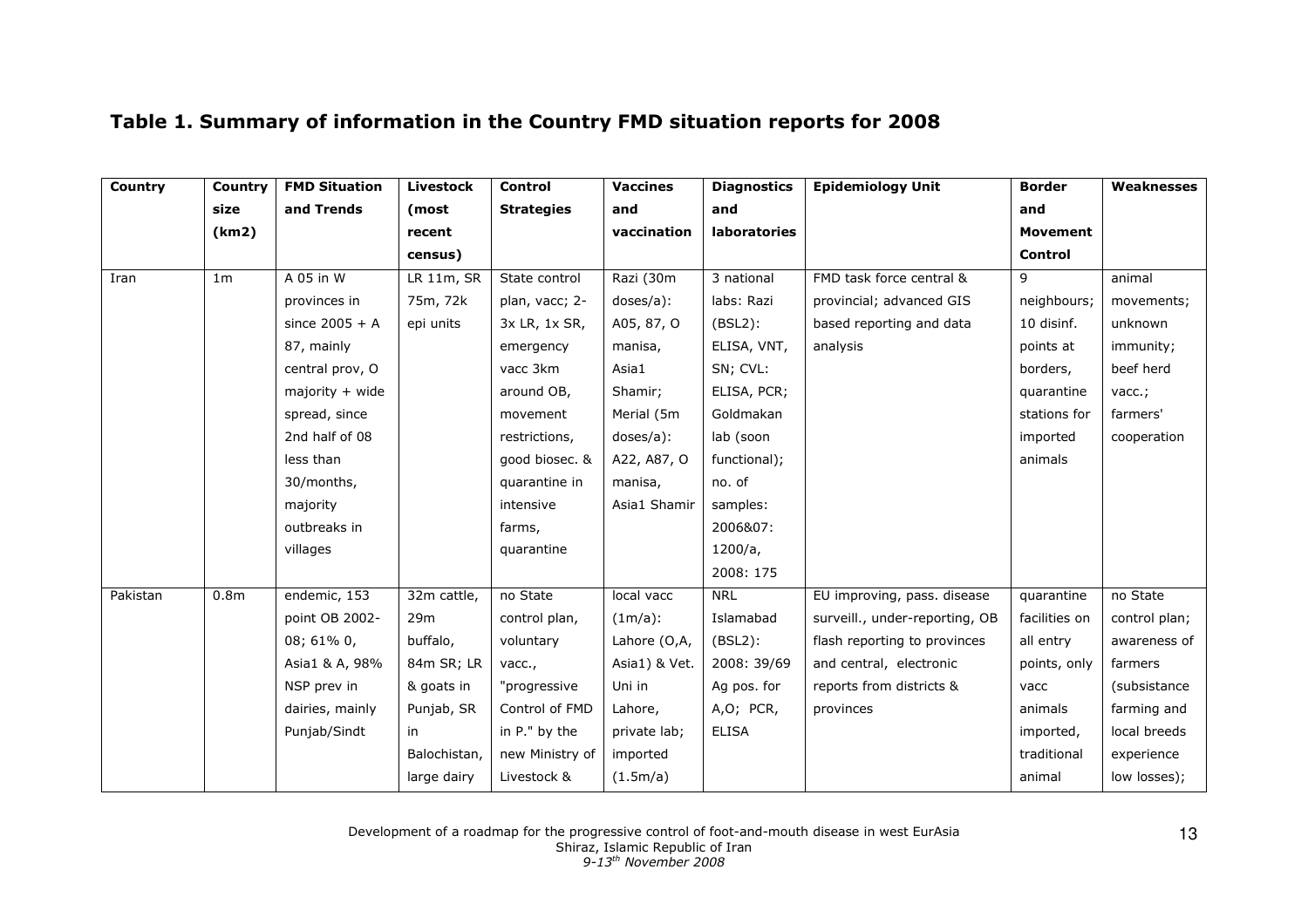## Table 1. Summary of information in the Country FMD situation reports for 2008

| Country | Country size (km2) | FMD Situation and Trends | Livestock (most recent census) | Control Strategies | Vaccines and vaccination | Diagnostics and laboratories | Epidemiology Unit | Border and Movement Control | Weaknesses |
|---|---|---|---|---|---|---|---|---|---|
| Iran | 1m | A 05 in W provinces in since 2005 + A 87, mainly central prov, O majority + wide spread, since 2nd half of 08 less than 30/months, majority outbreaks in villages | LR 11m, SR 75m, 72k epi units | State control plan, vacc; 2-3x LR, 1x SR, emergency vacc 3km around OB, movement restrictions, good biosec. & quarantine in intensive farms, quarantine | Razi (30m doses/a): A05, 87, O manisa, Asia1 Shamir; Merial (5m doses/a): A22, A87, O manisa, Asia1 Shamir | 3 national labs: Razi (BSL2): ELISA, VNT, SN; CVL: ELISA, PCR; Goldmakan lab (soon functional); no. of samples: 2006&07: 1200/a, 2008: 175 | FMD task force central & provincial; advanced GIS based reporting and data analysis | 9 neighbours; 10 disinf. points at borders, quarantine stations for imported animals | animal movements; unknown immunity; beef herd vacc.; farmers' cooperation |
| Pakistan | 0.8m | endemic, 153 point OB 2002-08; 61% 0, Asia1 & A, 98% NSP prev in dairies, mainly Punjab/Sindt | 32m cattle, 29m buffalo, 84m SR; LR & goats in Punjab, SR in Balochistan, large dairy | no State control plan, voluntary vacc., "progressive Control of FMD in P." by the new Ministry of Livestock & | local vacc (1m/a): Lahore (O,A, Asia1) & Vet. Uni in Lahore, private lab; imported (1.5m/a) | NRL Islamabad (BSL2): 2008: 39/69 Ag pos. for A,O; PCR, ELISA | EU improving, pass. disease surveill., under-reporting, OB flash reporting to provinces and central, electronic reports from districts & provinces | quarantine facilities on all entry points, only vacc animals imported, traditional animal | no State control plan; awareness of farmers (subsistance farming and local breeds experience low losses); |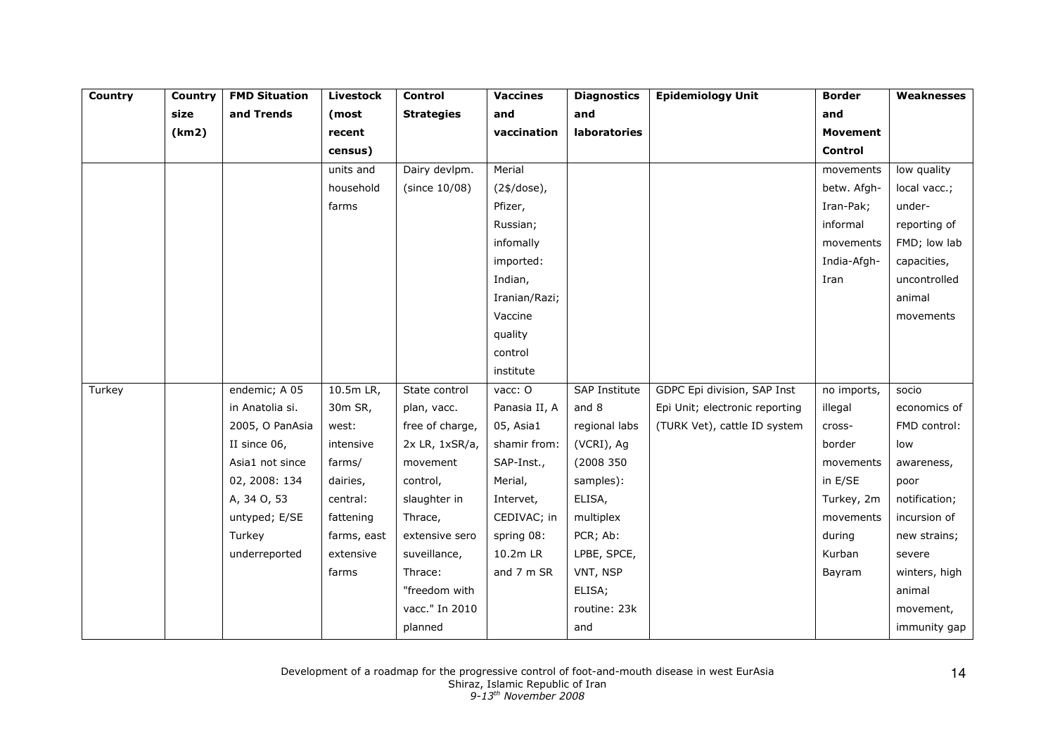| Country | Country size (km2) | FMD Situation and Trends | Livestock (most recent census) | Control Strategies | Vaccines and vaccination | Diagnostics and laboratories | Epidemiology Unit | Border and Movement Control | Weaknesses |
|---|---|---|---|---|---|---|---|---|---|
| | | | units and household farms | Dairy devlpm. (since 10/08) | Merial (2$/dose), Pfizer, Russian; infomally imported: Indian, Iranian/Razi; Vaccine quality control institute | | | movements betw. Afgh-Iran-Pak; informal movements India-Afgh-Iran | low quality local vacc.; under-reporting of FMD; low lab capacities, uncontrolled animal movements |
| Turkey | | endemic; A 05 in Anatolia si. 2005, O PanAsia II since 06, Asia1 not since 02, 2008: 134 A, 34 O, 53 untyped; E/SE Turkey underreported | 10.5m LR, 30m SR, west: intensive farms/ dairies, central: fattening farms, east extensive farms | State control plan, vacc. free of charge, 2x LR, 1xSR/a, movement control, slaughter in Thrace, extensive sero suveillance, Thrace: "freedom with vacc." In 2010 planned | vacc: O Panasia II, A 05, Asia1 shamir from: SAP-Inst., Merial, Intervet, CEDIVAC; in spring 08: 10.2m LR and 7 m SR | SAP Institute and 8 regional labs (VCRI), Ag (2008 350 samples): ELISA, multiplex PCR; Ab: LPBE, SPCE, VNT, NSP ELISA; routine: 23k and | GDPC Epi division, SAP Inst Epi Unit; electronic reporting (TURK Vet), cattle ID system | no imports, illegal cross-border movements in E/SE Turkey, 2m movements during Kurban Bayram | socio economics of FMD control: low awareness, poor notification; incursion of new strains; severe winters, high animal movement, immunity gap |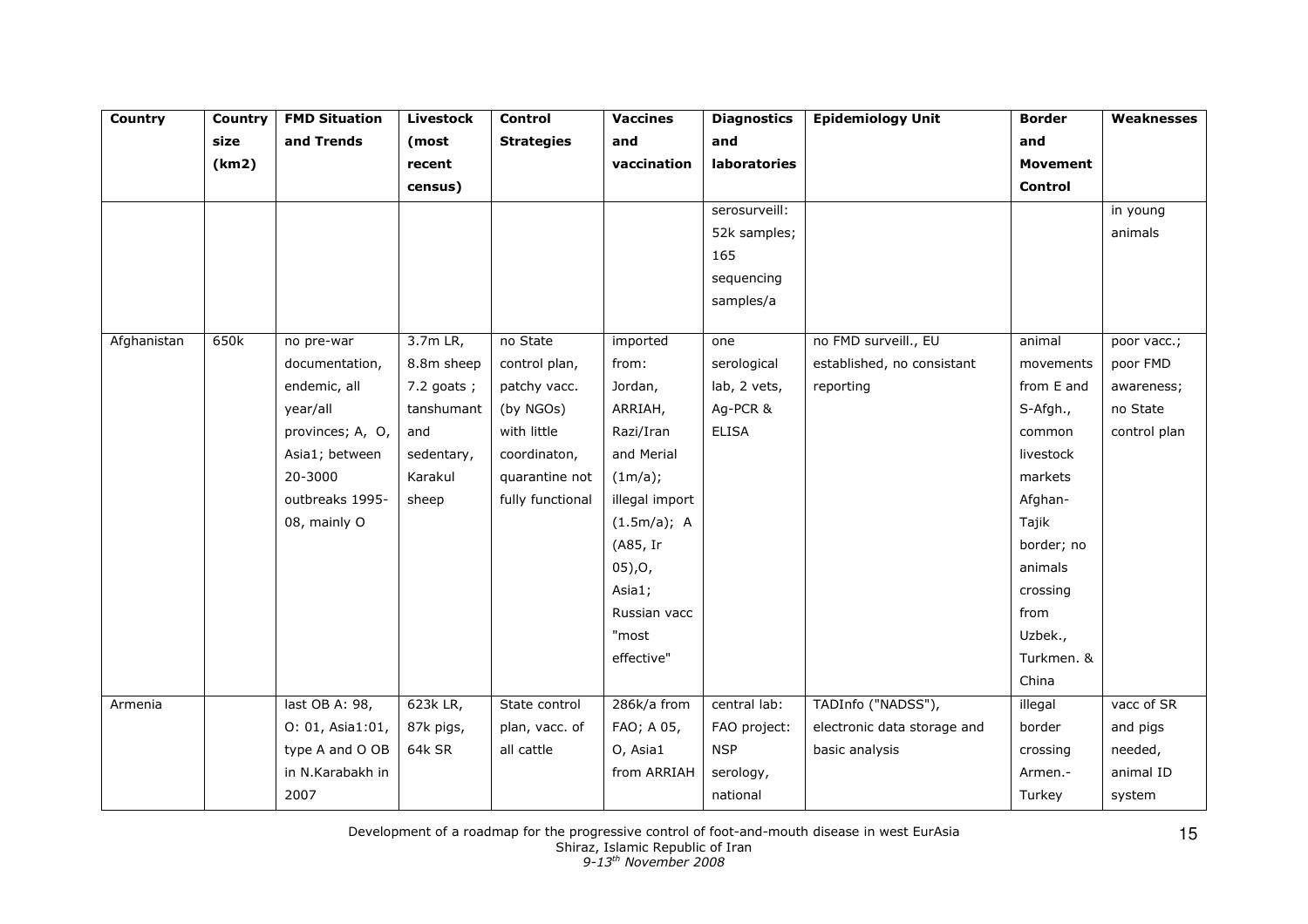| Country | Country size (km2) | FMD Situation and Trends | Livestock (most recent census) | Control Strategies | Vaccines and vaccination | Diagnostics and laboratories | Epidemiology Unit | Border and Movement Control | Weaknesses |
|---|---|---|---|---|---|---|---|---|---|
| | | | | | | serosurveill: 52k samples; 165 sequencing samples/a | | | in young animals |
| Afghanistan | 650k | no pre-war documentation, endemic, all year/all provinces; A, O, Asia1; between 20-3000 outbreaks 1995-08, mainly O | 3.7m LR, 8.8m sheep 7.2 goats ; tanshumant and sedentary, Karakul sheep | no State control plan, patchy vacc. (by NGOs) with little coordinaton, quarantine not fully functional | imported from: Jordan, ARRIAH, Razi/Iran and Merial (1m/a); illegal import (1.5m/a); A (A85, Ir 05),O, Asia1; Russian vacc "most effective" | one serological lab, 2 vets, Ag-PCR & ELISA | no FMD surveill., EU established, no consistant reporting | animal movements from E and S-Afgh., common livestock markets Afghan-Tajik border; no animals crossing from Uzbek., Turkmen. & China | poor vacc.; poor FMD awareness; no State control plan |
| Armenia | | last OB A: 98, O: 01, Asia1:01, type A and O OB in N.Karabakh in 2007 | 623k LR, 87k pigs, 64k SR | State control plan, vacc. of all cattle | 286k/a from FAO; A 05, O, Asia1 from ARRIAH | central lab: FAO project: NSP serology, national | TADInfo ("NADSS"), electronic data storage and basic analysis | illegal border crossing Armen.-Turkey | vacc of SR and pigs needed, animal ID system |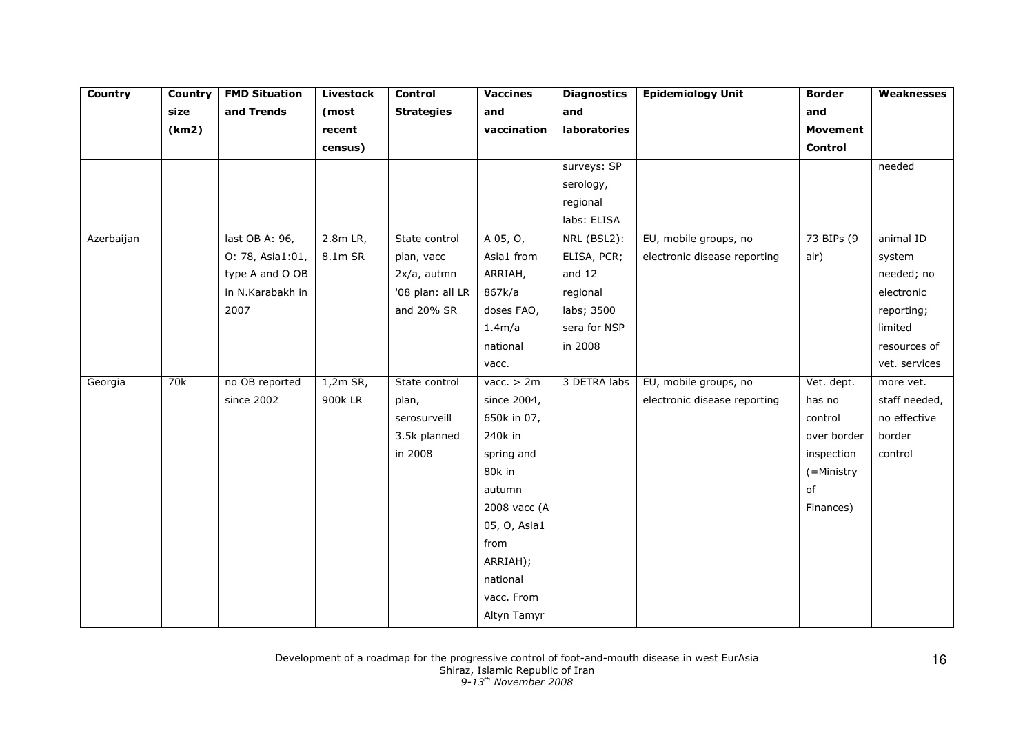| Country | Country size (km2) | FMD Situation and Trends | Livestock (most recent census) | Control Strategies | Vaccines and vaccination | Diagnostics and laboratories | Epidemiology Unit | Border and Movement Control | Weaknesses |
|---|---|---|---|---|---|---|---|---|---|
| | | | | | | surveys: SP serology, regional labs: ELISA | | | needed |
| Azerbaijan | | last OB A: 96, O: 78, Asia1:01, type A and O OB in N.Karabakh in 2007 | 2.8m LR, 8.1m SR | State control plan, vacc 2x/a, autmn '08 plan: all LR and 20% SR | A 05, O, Asia1 from ARRIAH, 867k/a doses FAO, 1.4m/a national vacc. | NRL (BSL2): ELISA, PCR; and 12 regional labs; 3500 sera for NSP in 2008 | EU, mobile groups, no electronic disease reporting | 73 BIPs (9 air) | animal ID system needed; no electronic reporting; limited resources of vet. services |
| Georgia | 70k | no OB reported since 2002 | 1,2m SR, 900k LR | State control plan, serosurveill 3.5k planned in 2008 | vacc. > 2m since 2004, 650k in 07, 240k in spring and 80k in autumn 2008 vacc (A 05, O, Asia1 from ARRIAH); national vacc. From Altyn Tamyr | 3 DETRA labs | EU, mobile groups, no electronic disease reporting | Vet. dept. has no control over border inspection (=Ministry of Finances) | more vet. staff needed, no effective border control |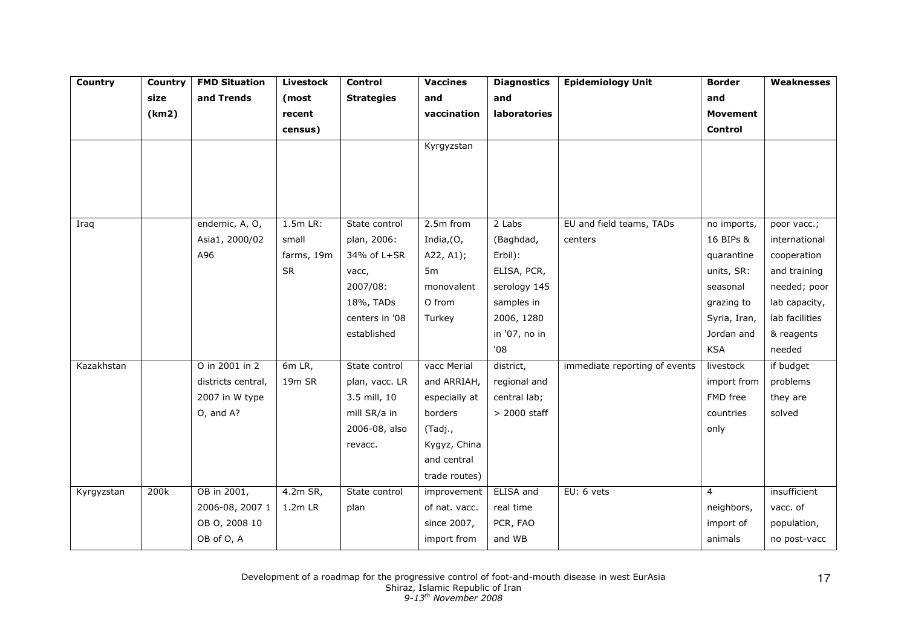| Country | Country size (km2) | FMD Situation and Trends | Livestock (most recent census) | Control Strategies | Vaccines and vaccination | Diagnostics and laboratories | Epidemiology Unit | Border and Movement Control | Weaknesses |
|---|---|---|---|---|---|---|---|---|---|
| | | | | | Kyrgyzstan | | | | |
| Iraq | | endemic, A, O, Asia1, 2000/02 A96 | 1.5m LR: small farms, 19m SR | State control plan, 2006: 34% of L+SR vacc, 2007/08: 18%, TADs centers in '08 established | 2.5m from India,(O, A22, A1); 5m monovalent O from Turkey | 2 Labs (Baghdad, Erbil): ELISA, PCR, serology 145 samples in 2006, 1280 in '07, no in '08 | EU and field teams, TADs centers | no imports, 16 BIPs & quarantine units, SR: seasonal grazing to Syria, Iran, Jordan and KSA | poor vacc.; international cooperation and training needed; poor lab capacity, lab facilities & reagents needed |
| Kazakhstan | | O in 2001 in 2 districts central, 2007 in W type O, and A? | 6m LR, 19m SR | State control plan, vacc. LR 3.5 mill, 10 mill SR/a in 2006-08, also revacc. | vacc Merial and ARRIAH, especially at borders (Tadj., Kygyz, China and central trade routes) | district, regional and central lab; > 2000 staff | immediate reporting of events | livestock import from FMD free countries only | if budget problems they are solved |
| Kyrgyzstan | 200k | OB in 2001, 2006-08, 2007 1 OB O, 2008 10 OB of O, A | 4.2m SR, 1.2m LR | State control plan | improvement of nat. vacc. since 2007, import from | ELISA and real time PCR, FAO and WB | EU: 6 vets | 4 neighbors, import of animals | insufficient vacc. of population, no post-vacc |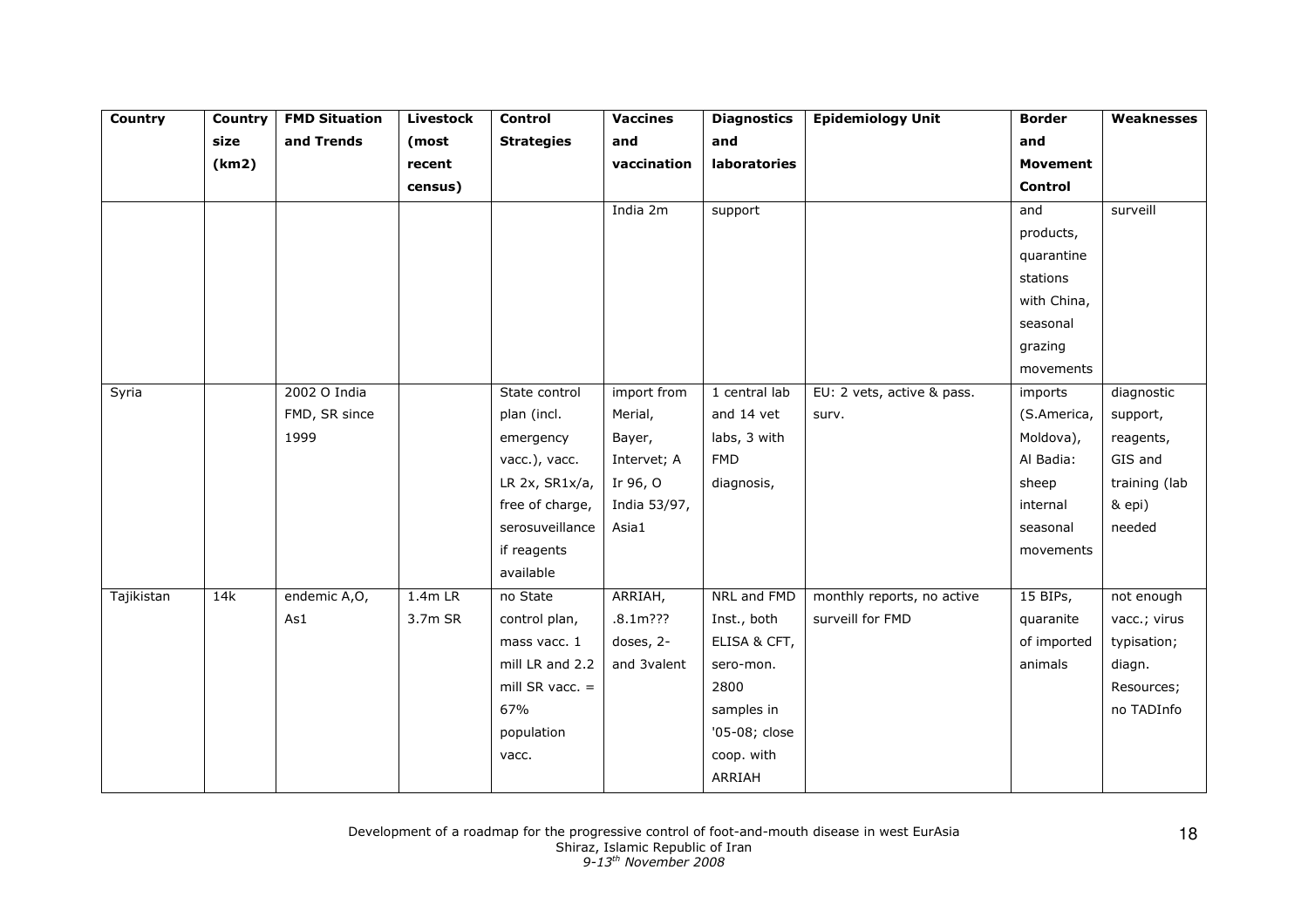| Country | Country size (km2) | FMD Situation and Trends | Livestock (most recent census) | Control Strategies | Vaccines and vaccination | Diagnostics and laboratories | Epidemiology Unit | Border and Movement Control | Weaknesses |
|---|---|---|---|---|---|---|---|---|---|
| | | | | | India 2m | support | | and products, quarantine stations with China, seasonal grazing movements | surveill |
| Syria | | 2002 O India FMD, SR since 1999 | | State control plan (incl. emergency vacc.), vacc. LR 2x, SR1x/a, free of charge, serosuveillance if reagents available | import from Merial, Bayer, Intervet; A Ir 96, O India 53/97, Asia1 | 1 central lab and 14 vet labs, 3 with FMD diagnosis, | EU: 2 vets, active & pass. surv. | imports (S.America, Moldova), Al Badia: sheep internal seasonal movements | diagnostic support, reagents, GIS and training (lab & epi) needed |
| Tajikistan | 14k | endemic A,O, As1 | 1.4m LR 3.7m SR | no State control plan, mass vacc. 1 mill LR and 2.2 mill SR vacc. = 67% population vacc. | ARRIAH, .8.1m??? doses, 2- and 3valent | NRL and FMD Inst., both ELISA & CFT, sero-mon. 2800 samples in '05-08; close coop. with ARRIAH | monthly reports, no active surveill for FMD | 15 BIPs, quaranite of imported animals | not enough vacc.; virus typisation; diagn. Resources; no TADInfo |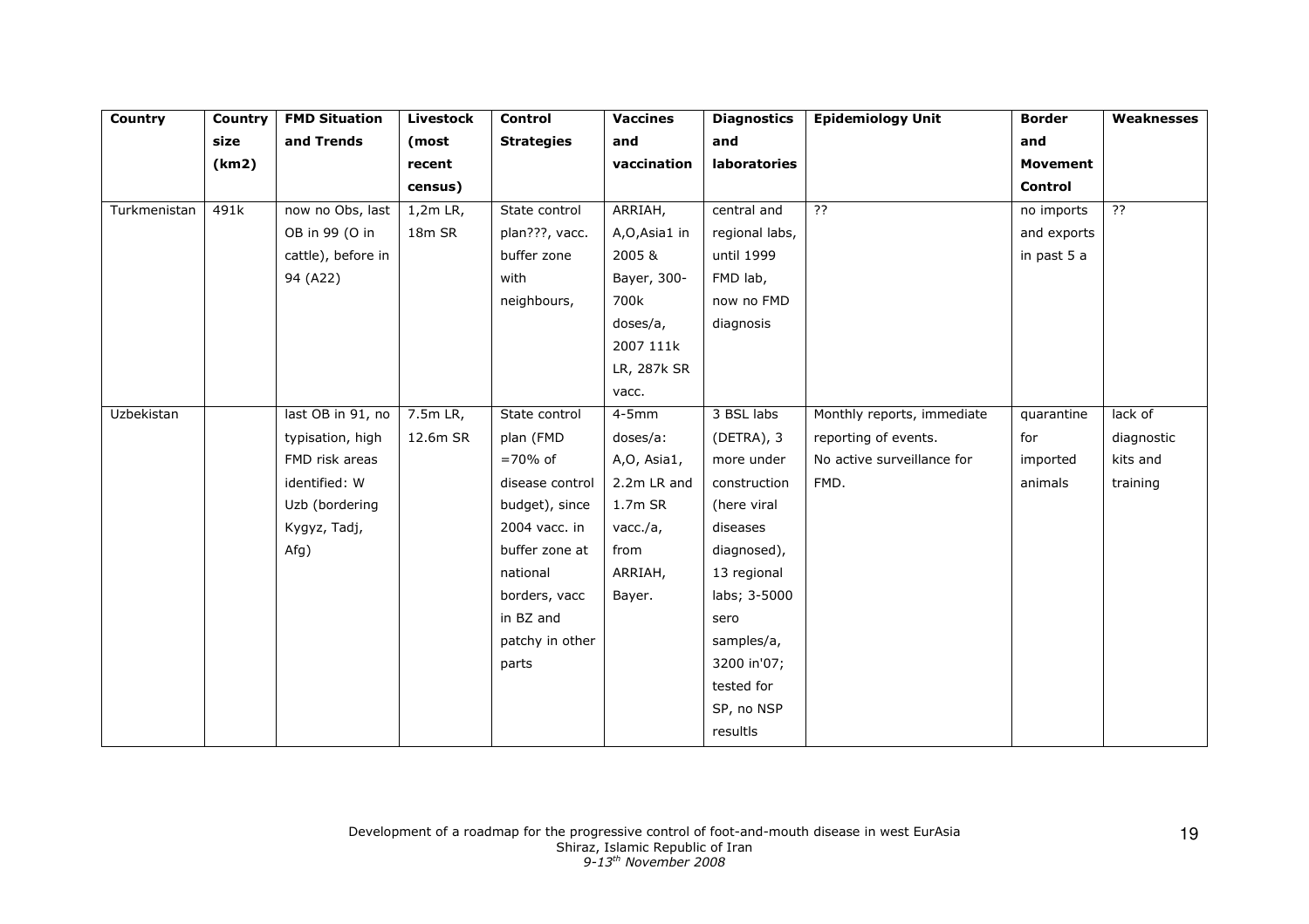| Country | Country size (km2) | FMD Situation and Trends | Livestock (most recent census) | Control Strategies | Vaccines and vaccination | Diagnostics and laboratories | Epidemiology Unit | Border and Movement Control | Weaknesses |
|---|---|---|---|---|---|---|---|---|---|
| Turkmenistan | 491k | now no Obs, last OB in 99 (O in cattle), before in 94 (A22) | 1,2m LR, 18m SR | State control plan???, vacc. buffer zone with neighbours, | ARRIAH, A,O,Asia1 in 2005 & Bayer, 300-700k doses/a, 2007 111k LR, 287k SR vacc. | central and regional labs, until 1999 FMD lab, now no FMD diagnosis | ?? | no imports and exports in past 5 a | ?? |
| Uzbekistan | | last OB in 91, no typisation, high FMD risk areas identified: W Uzb (bordering Kygyz, Tadj, Afg) | 7.5m LR, 12.6m SR | State control plan (FMD =70% of disease control budget), since 2004 vacc. in buffer zone at national borders, vacc in BZ and patchy in other parts | 4-5mm doses/a: A,O, Asia1, 2.2m LR and 1.7m SR vacc./a, from ARRIAH, Bayer. | 3 BSL labs (DETRA), 3 more under construction (here viral diseases diagnosed), 13 regional labs; 3-5000 sero samples/a, 3200 in'07; tested for SP, no NSP resultls | Monthly reports, immediate reporting of events. No active surveillance for FMD. | quarantine for imported animals | lack of diagnostic kits and training |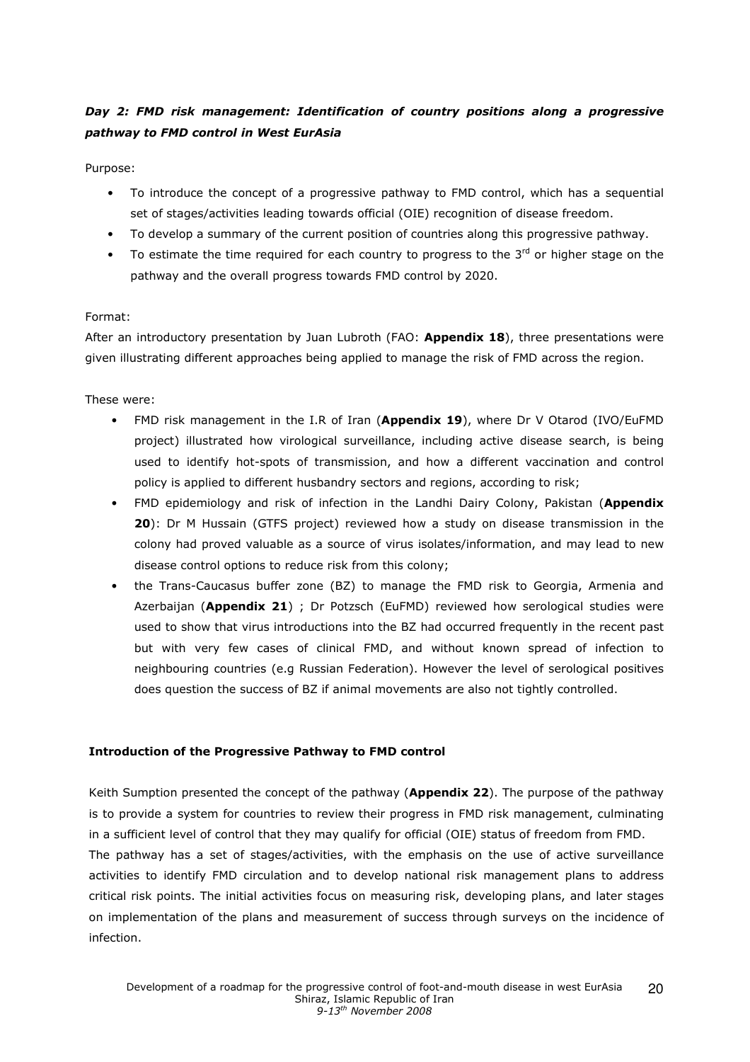***Day 2: FMD risk management: Identification of country positions along a progressive pathway to FMD control in West EurAsia***

Purpose:

- To introduce the concept of a progressive pathway to FMD control, which has a sequential set of stages/activities leading towards official (OIE) recognition of disease freedom.
- To develop a summary of the current position of countries along this progressive pathway.
- To estimate the time required for each country to progress to the 3rd or higher stage on the pathway and the overall progress towards FMD control by 2020.

Format:

After an introductory presentation by Juan Lubroth (FAO: **Appendix 18**), three presentations were given illustrating different approaches being applied to manage the risk of FMD across the region.

These were:

- FMD risk management in the I.R of Iran (**Appendix 19**), where Dr V Otarod (IVO/EuFMD project) illustrated how virological surveillance, including active disease search, is being used to identify hot-spots of transmission, and how a different vaccination and control policy is applied to different husbandry sectors and regions, according to risk;
- FMD epidemiology and risk of infection in the Landhi Dairy Colony, Pakistan (**Appendix 20**): Dr M Hussain (GTFS project) reviewed how a study on disease transmission in the colony had proved valuable as a source of virus isolates/information, and may lead to new disease control options to reduce risk from this colony;
- the Trans-Caucasus buffer zone (BZ) to manage the FMD risk to Georgia, Armenia and Azerbaijan (**Appendix 21**) ; Dr Potzsch (EuFMD) reviewed how serological studies were used to show that virus introductions into the BZ had occurred frequently in the recent past but with very few cases of clinical FMD, and without known spread of infection to neighbouring countries (e.g Russian Federation). However the level of serological positives does question the success of BZ if animal movements are also not tightly controlled.

**Introduction of the Progressive Pathway to FMD control**

Keith Sumption presented the concept of the pathway (**Appendix 22**). The purpose of the pathway is to provide a system for countries to review their progress in FMD risk management, culminating in a sufficient level of control that they may qualify for official (OIE) status of freedom from FMD.
The pathway has a set of stages/activities, with the emphasis on the use of active surveillance activities to identify FMD circulation and to develop national risk management plans to address critical risk points. The initial activities focus on measuring risk, developing plans, and later stages on implementation of the plans and measurement of success through surveys on the incidence of infection.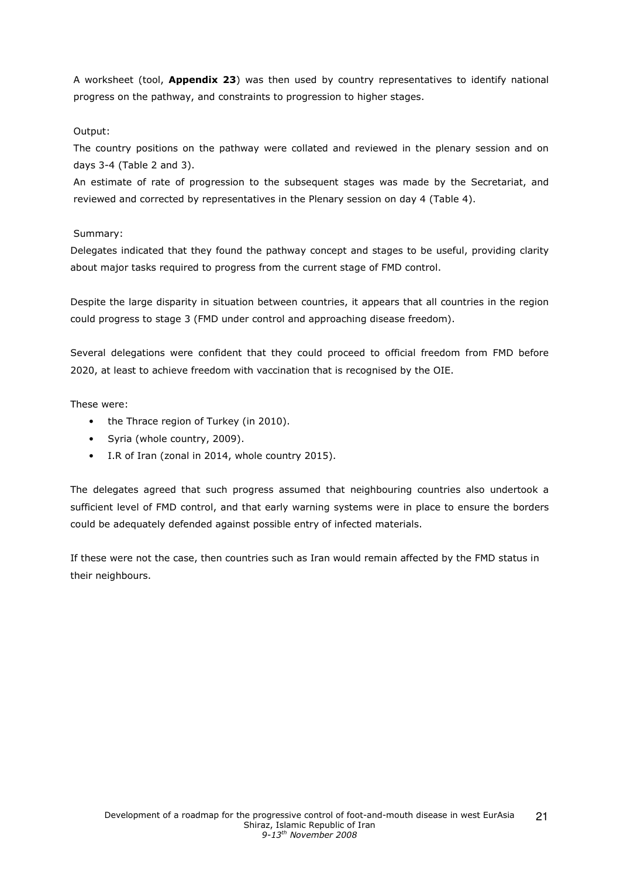A worksheet (tool, **Appendix 23**) was then used by country representatives to identify national progress on the pathway, and constraints to progression to higher stages.

Output:

The country positions on the pathway were collated and reviewed in the plenary session and on days 3-4 (Table 2 and 3).

An estimate of rate of progression to the subsequent stages was made by the Secretariat, and reviewed and corrected by representatives in the Plenary session on day 4 (Table 4).

Summary:

Delegates indicated that they found the pathway concept and stages to be useful, providing clarity about major tasks required to progress from the current stage of FMD control.

Despite the large disparity in situation between countries, it appears that all countries in the region could progress to stage 3 (FMD under control and approaching disease freedom).

Several delegations were confident that they could proceed to official freedom from FMD before 2020, at least to achieve freedom with vaccination that is recognised by the OIE.

These were:

- the Thrace region of Turkey (in 2010).
- Syria (whole country, 2009).
- I.R of Iran (zonal in 2014, whole country 2015).

The delegates agreed that such progress assumed that neighbouring countries also undertook a sufficient level of FMD control, and that early warning systems were in place to ensure the borders could be adequately defended against possible entry of infected materials.

If these were not the case, then countries such as Iran would remain affected by the FMD status in their neighbours.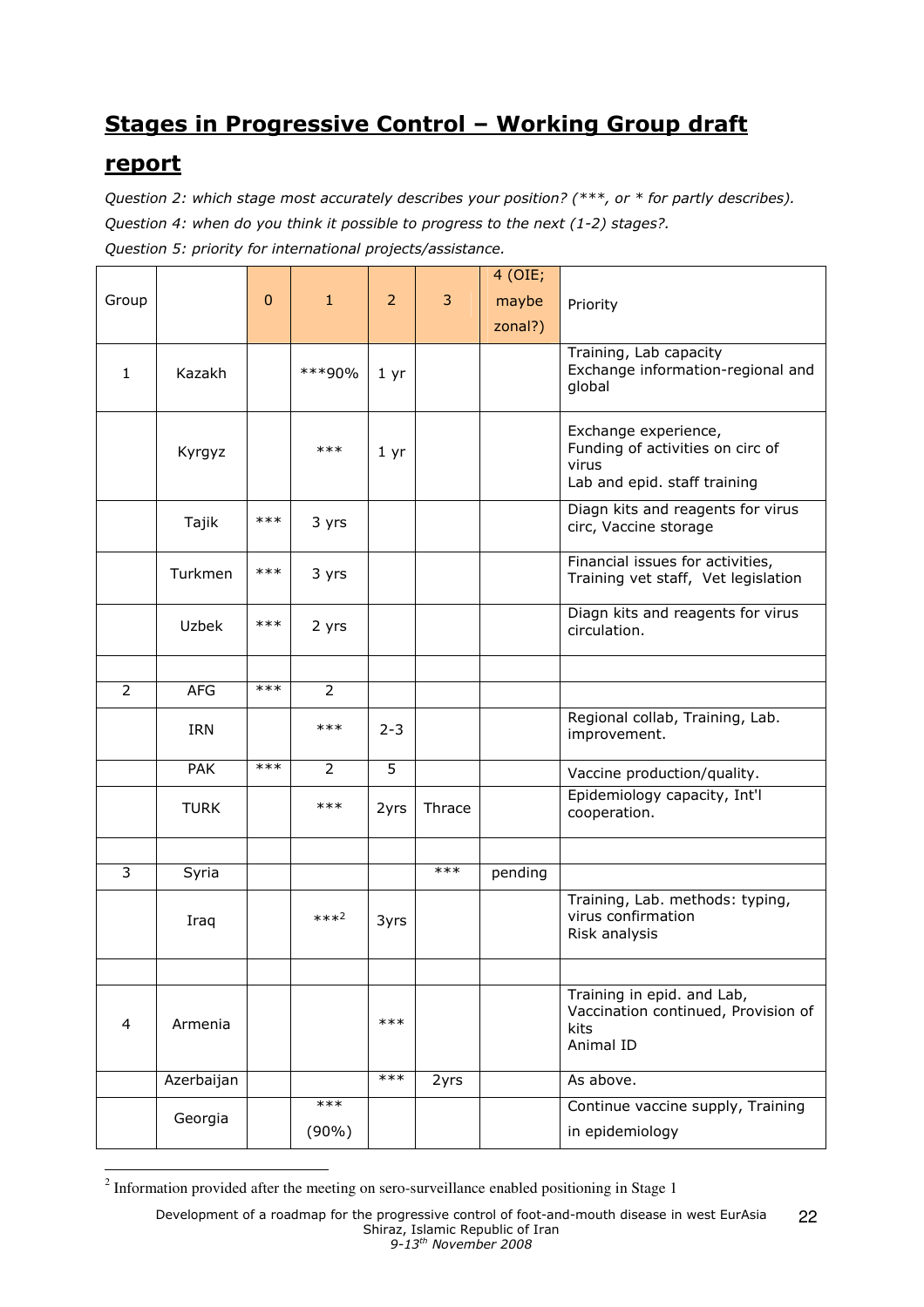# Stages in Progressive Control – Working Group draft report

*Question 2: which stage most accurately describes your position? (***, or * for partly describes).*

*Question 4: when do you think it possible to progress to the next (1-2) stages?.*

*Question 5: priority for international projects/assistance.*

| Group | | 0 | 1 | 2 | 3 | 4 (OIE; maybe zonal?) | Priority |
|---|---|---|---|---|---|---|---|
| 1 | Kazakh | | ***90% | 1 yr | | | Training, Lab capacity<br>Exchange information-regional and global |
| | Kyrgyz | | *** | 1 yr | | | Exchange experience,<br>Funding of activities on circ of virus<br>Lab and epid. staff training |
| | Tajik | *** | 3 yrs | | | | Diagn kits and reagents for virus circ, Vaccine storage |
| | Turkmen | *** | 3 yrs | | | | Financial issues for activities, Training vet staff, Vet legislation |
| | Uzbek | *** | 2 yrs | | | | Diagn kits and reagents for virus circulation. |
| | | | | | | | |
| 2 | AFG | *** | 2 | | | | |
| | IRN | | *** | 2-3 | | | Regional collab, Training, Lab. improvement. |
| | PAK | *** | 2 | 5 | | | Vaccine production/quality. |
| | TURK | | *** | 2yrs | Thrace | | Epidemiology capacity, Int'l cooperation. |
| | | | | | | | |
| 3 | Syria | | | | *** | pending | |
| | Iraq | | ***[2] | 3yrs | | | Training, Lab. methods: typing, virus confirmation<br>Risk analysis |
| | | | | | | | |
| 4 | Armenia | | | *** | | | Training in epid. and Lab,<br>Vaccination continued, Provision of kits<br>Animal ID |
| | Azerbaijan | | | *** | 2yrs | | As above. |
| | Georgia | | ***<br>(90%) | | | | Continue vaccine supply, Training in epidemiology |

[2] Information provided after the meeting on sero-surveillance enabled positioning in Stage 1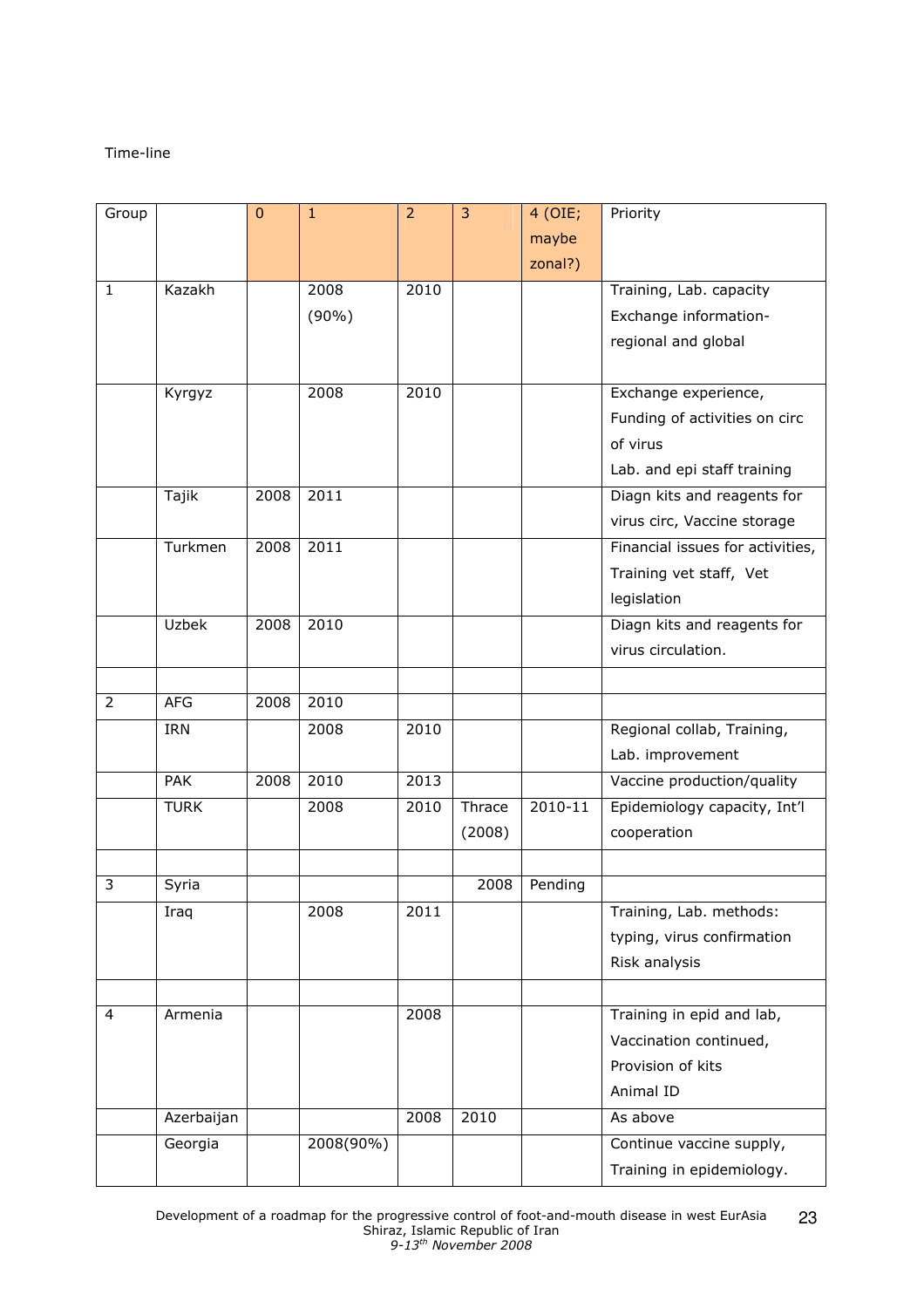Time-line

| Group | | 0 | 1 | 2 | 3 | 4 (OIE; maybe zonal?) | Priority |
|---|---|---|---|---|---|---|---|
| 1 | Kazakh | | 2008 (90%) | 2010 | | | Training, Lab. capacity Exchange information-regional and global |
| | Kyrgyz | | 2008 | 2010 | | | Exchange experience, Funding of activities on circ of virus Lab. and epi staff training |
| | Tajik | 2008 | 2011 | | | | Diagn kits and reagents for virus circ, Vaccine storage |
| | Turkmen | 2008 | 2011 | | | | Financial issues for activities, Training vet staff, Vet legislation |
| | Uzbek | 2008 | 2010 | | | | Diagn kits and reagents for virus circulation. |
| | | | | | | | |
| 2 | AFG | 2008 | 2010 | | | | |
| | IRN | | 2008 | 2010 | | | Regional collab, Training, Lab. improvement |
| | PAK | 2008 | 2010 | 2013 | | | Vaccine production/quality |
| | TURK | | 2008 | 2010 | Thrace (2008) | 2010-11 | Epidemiology capacity, Int'l cooperation |
| | | | | | | | |
| 3 | Syria | | | | 2008 | Pending | |
| | Iraq | | 2008 | 2011 | | | Training, Lab. methods: typing, virus confirmation Risk analysis |
| | | | | | | | |
| 4 | Armenia | | | 2008 | | | Training in epid and lab, Vaccination continued, Provision of kits Animal ID |
| | Azerbaijan | | | 2008 | 2010 | | As above |
| | Georgia | | 2008(90%) | | | | Continue vaccine supply, Training in epidemiology. |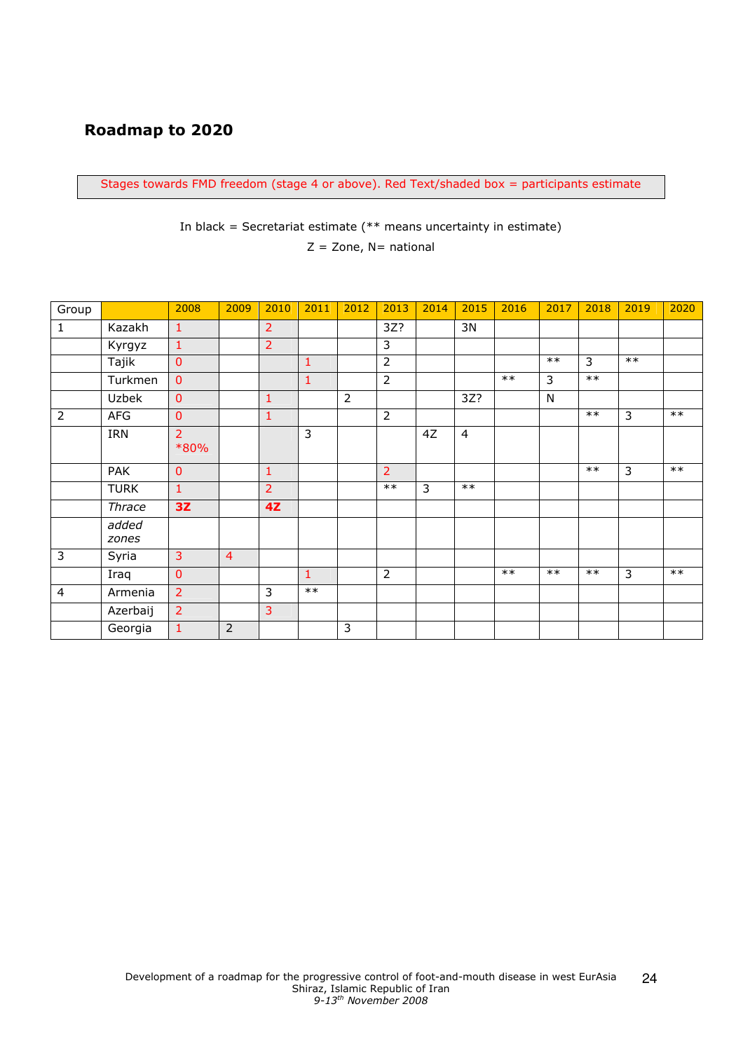## Roadmap to 2020

Stages towards FMD freedom (stage 4 or above). Red Text/shaded box = participants estimate

In black = Secretariat estimate (** means uncertainty in estimate)

Z = Zone, N= national

| Group | | 2008 | 2009 | 2010 | 2011 | 2012 | 2013 | 2014 | 2015 | 2016 | 2017 | 2018 | 2019 | 2020 |
|---|---|---|---|---|---|---|---|---|---|---|---|---|---|---|
| 1 | Kazakh | 1 | | 2 | | | 3Z? | | 3N | | | | | |
| | Kyrgyz | 1 | | 2 | | | 3 | | | | | | | |
| | Tajik | 0 | | | 1 | | 2 | | | | ** | 3 | ** | |
| | Turkmen | 0 | | | 1 | | 2 | | | ** | 3 | ** | | |
| | Uzbek | 0 | | 1 | | 2 | | | 3Z? | | N | | | |
| 2 | AFG | 0 | | 1 | | | 2 | | | | | ** | 3 | ** |
| | IRN | 2 *80% | | | 3 | | | 4Z | 4 | | | | | |
| | PAK | 0 | | 1 | | | 2 | | | | | ** | 3 | ** |
| | TURK | 1 | | 2 | | | ** | 3 | ** | | | | | |
| | *Thrace* | **3Z** | | **4Z** | | | | | | | | | | |
| | *added zones* | | | | | | | | | | | | | |
| 3 | Syria | 3 | 4 | | | | | | | | | | | |
| | Iraq | 0 | | | 1 | | 2 | | | ** | ** | ** | 3 | ** |
| 4 | Armenia | 2 | | 3 | ** | | | | | | | | | |
| | Azerbaij | 2 | | 3 | | | | | | | | | | |
| | Georgia | 1 | 2 | | | 3 | | | | | | | | |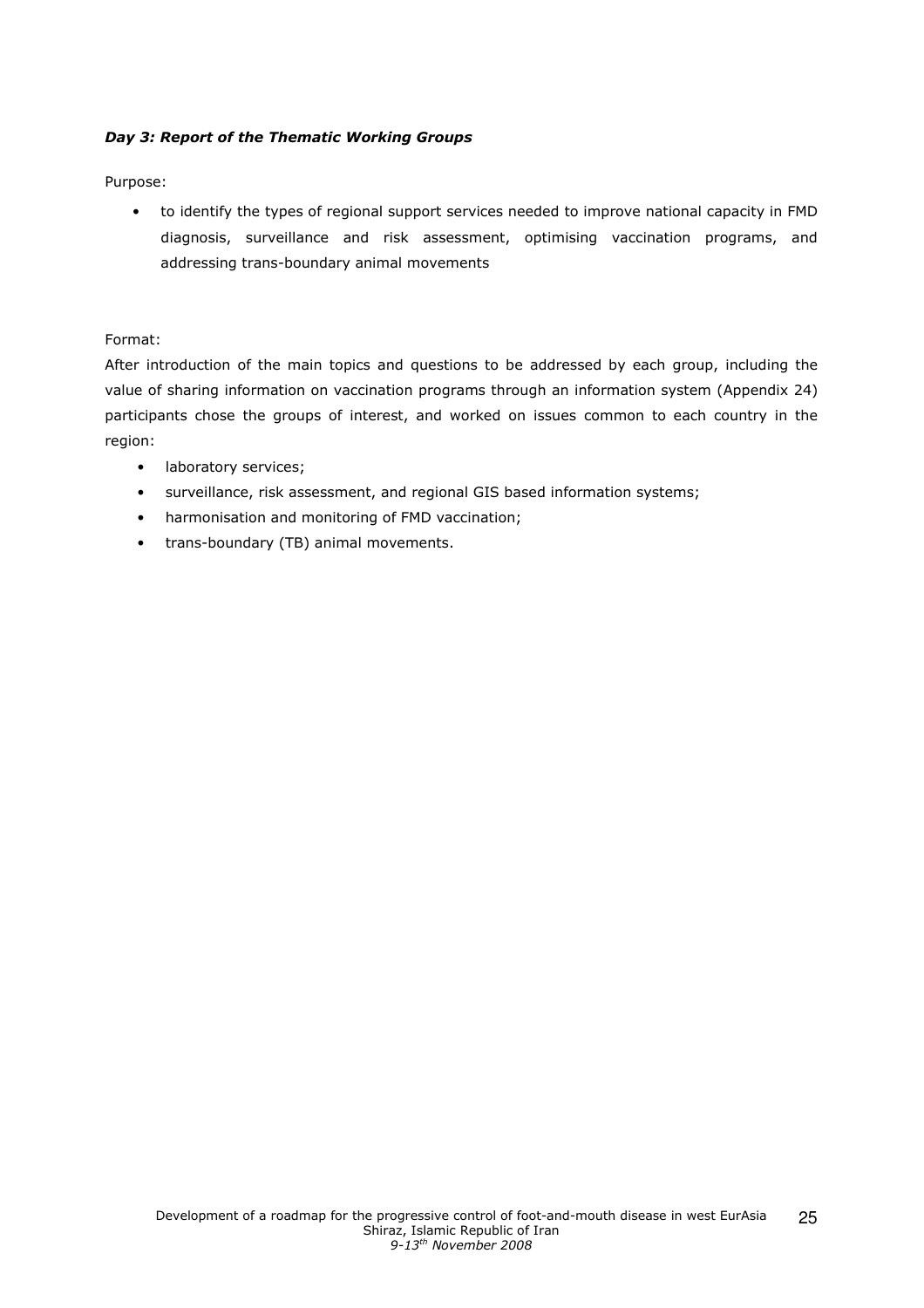***Day 3: Report of the Thematic Working Groups***

Purpose:

- to identify the types of regional support services needed to improve national capacity in FMD diagnosis, surveillance and risk assessment, optimising vaccination programs, and addressing trans-boundary animal movements

Format:

After introduction of the main topics and questions to be addressed by each group, including the value of sharing information on vaccination programs through an information system (Appendix 24) participants chose the groups of interest, and worked on issues common to each country in the region:

- laboratory services;
- surveillance, risk assessment, and regional GIS based information systems;
- harmonisation and monitoring of FMD vaccination;
- trans-boundary (TB) animal movements.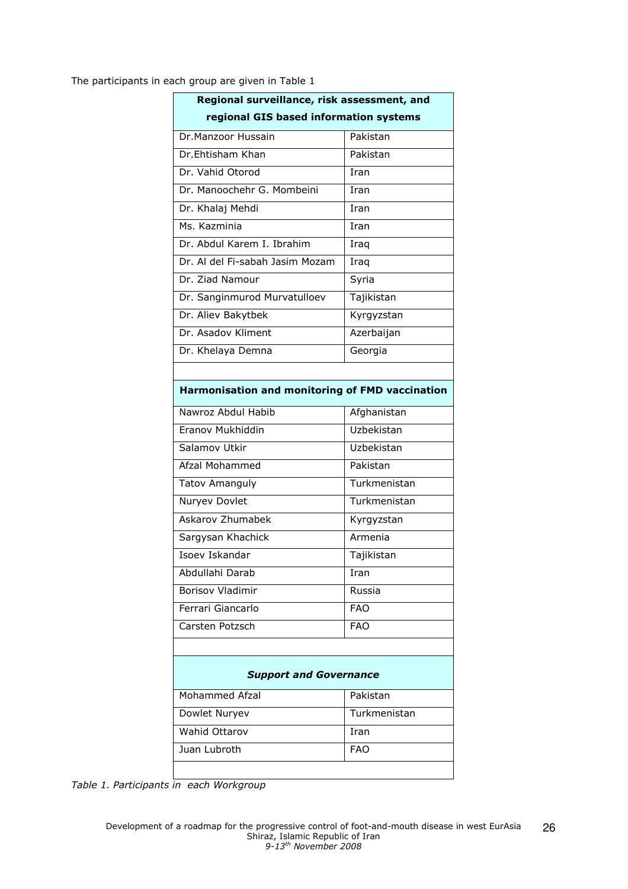The participants in each group are given in Table 1

| **Regional surveillance, risk assessment, and regional GIS based information systems** | |
|---|---|
| Dr.Manzoor Hussain | Pakistan |
| Dr.Ehtisham Khan | Pakistan |
| Dr. Vahid Otorod | Iran |
| Dr. Manoochehr G. Mombeini | Iran |
| Dr. Khalaj Mehdi | Iran |
| Ms. Kazminia | Iran |
| Dr. Abdul Karem I. Ibrahim | Iraq |
| Dr. Al del Fi-sabah Jasim Mozam | Iraq |
| Dr. Ziad Namour | Syria |
| Dr. Sanginmurod Murvatulloev | Tajikistan |
| Dr. Aliev Bakytbek | Kyrgyzstan |
| Dr. Asadov Kliment | Azerbaijan |
| Dr. Khelaya Demna | Georgia |
| | |
| **Harmonisation and monitoring of FMD vaccination** | |
| Nawroz Abdul Habib | Afghanistan |
| Eranov Mukhiddin | Uzbekistan |
| Salamov Utkir | Uzbekistan |
| Afzal Mohammed | Pakistan |
| Tatov Amanguly | Turkmenistan |
| Nuryev Dovlet | Turkmenistan |
| Askarov Zhumabek | Kyrgyzstan |
| Sargysan Khachick | Armenia |
| Isoev Iskandar | Tajikistan |
| Abdullahi Darab | Iran |
| Borisov Vladimir | Russia |
| Ferrari Giancarlo | FAO |
| Carsten Potzsch | FAO |
| | |
| ***Support and Governance*** | |
| Mohammed Afzal | Pakistan |
| Dowlet Nuryev | Turkmenistan |
| Wahid Ottarov | Iran |
| Juan Lubroth | FAO |
| | |

*Table 1. Participants in each Workgroup*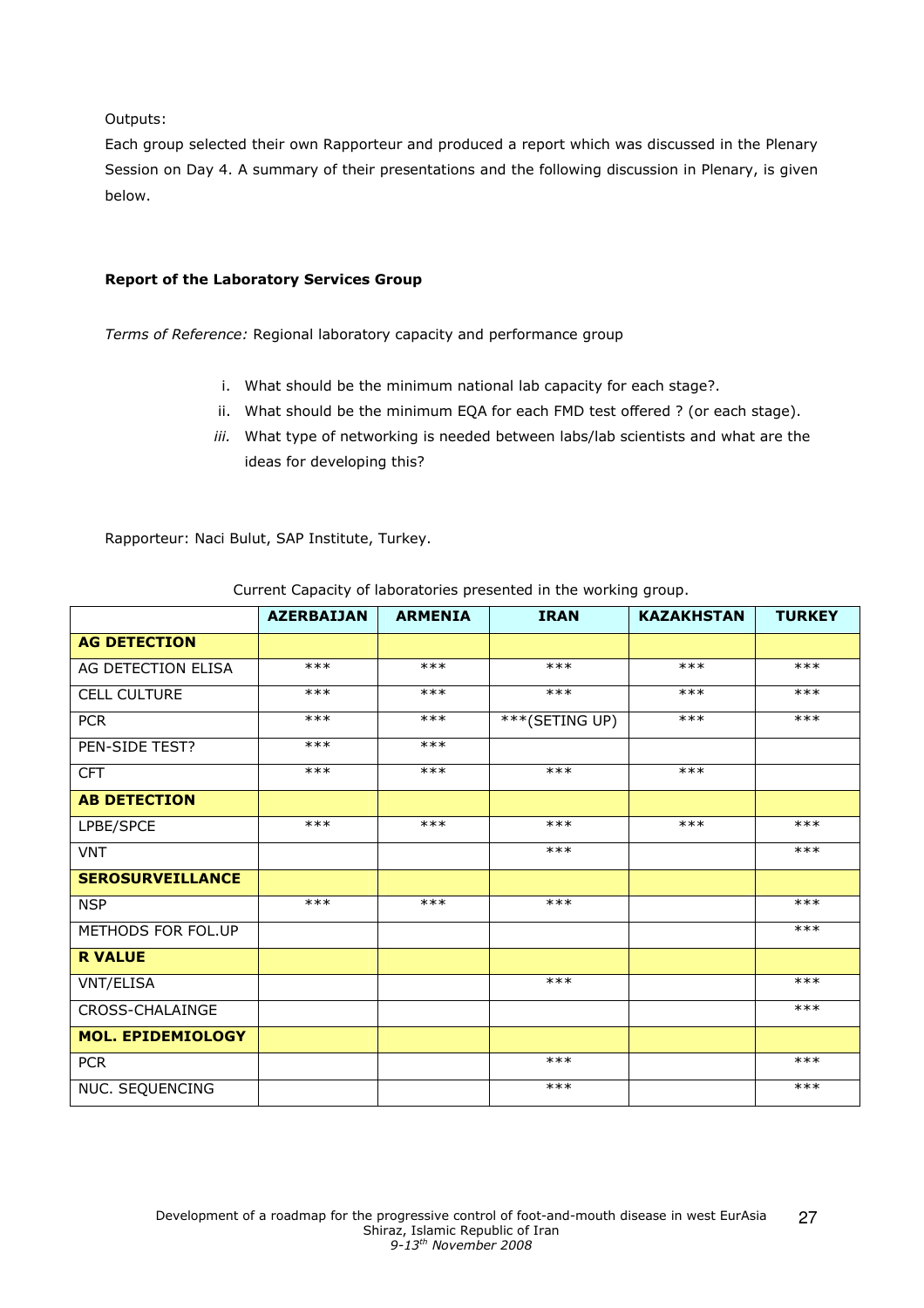Outputs:

Each group selected their own Rapporteur and produced a report which was discussed in the Plenary Session on Day 4. A summary of their presentations and the following discussion in Plenary, is given below.

**Report of the Laboratory Services Group**

*Terms of Reference:* Regional laboratory capacity and performance group

i. What should be the minimum national lab capacity for each stage?.
ii. What should be the minimum EQA for each FMD test offered ? (or each stage).
*iii.* What type of networking is needed between labs/lab scientists and what are the ideas for developing this?

Rapporteur: Naci Bulut, SAP Institute, Turkey.

Current Capacity of laboratories presented in the working group.

| | **AZERBAIJAN** | **ARMENIA** | **IRAN** | **KAZAKHSTAN** | **TURKEY** |
|---|---|---|---|---|---|
| **AG DETECTION** | | | | | |
| AG DETECTION ELISA | *** | *** | *** | *** | *** |
| CELL CULTURE | *** | *** | *** | *** | *** |
| PCR | *** | *** | ***(SETING UP) | *** | *** |
| PEN-SIDE TEST? | *** | *** | | | |
| CFT | *** | *** | *** | *** | |
| **AB DETECTION** | | | | | |
| LPBE/SPCE | *** | *** | *** | *** | *** |
| VNT | | | *** | | *** |
| **SEROSURVEILLANCE** | | | | | |
| NSP | *** | *** | *** | | *** |
| METHODS FOR FOL.UP | | | | | *** |
| **R VALUE** | | | | | |
| VNT/ELISA | | | *** | | *** |
| CROSS-CHALAINGE | | | | | *** |
| **MOL. EPIDEMIOLOGY** | | | | | |
| PCR | | | *** | | *** |
| NUC. SEQUENCING | | | *** | | *** |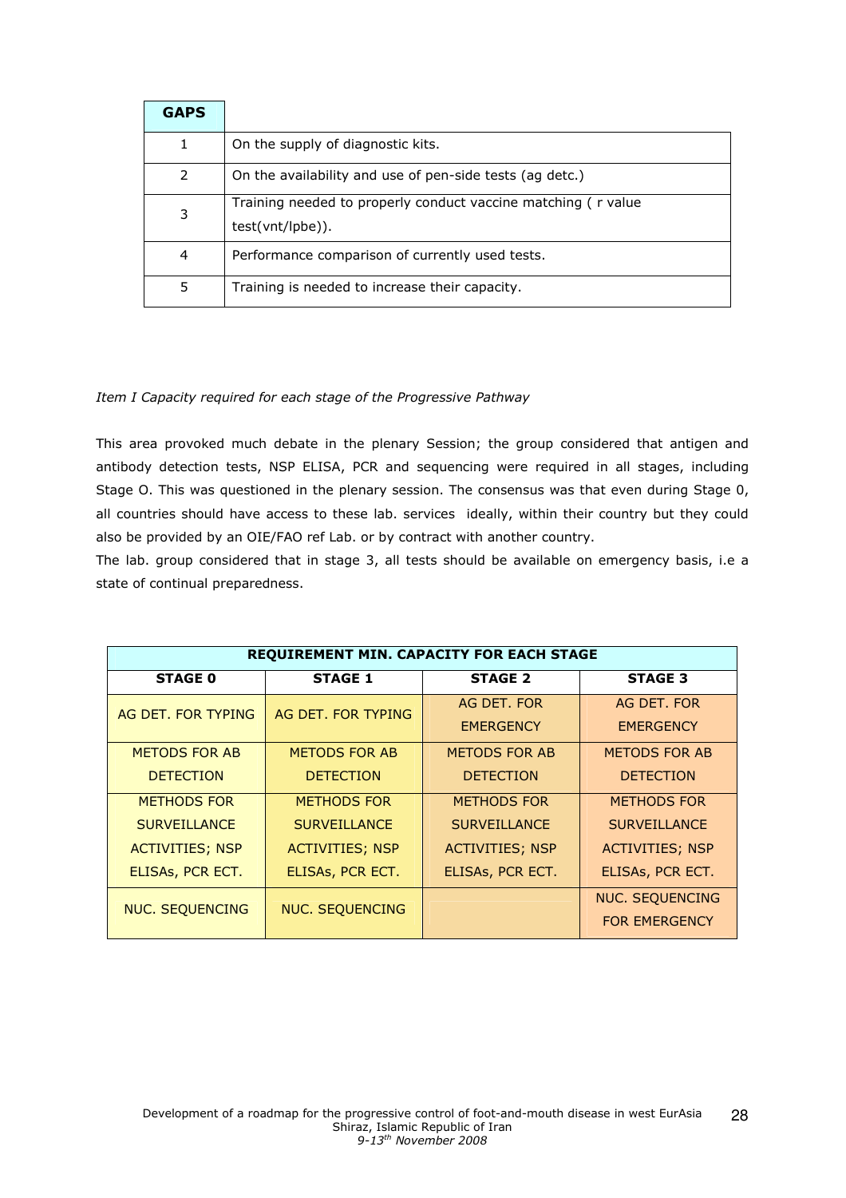| GAPS | |
|---|---|
| 1 | On the supply of diagnostic kits. |
| 2 | On the availability and use of pen-side tests (ag detc.) |
| 3 | Training needed to properly conduct vaccine matching ( r value test(vnt/lpbe)). |
| 4 | Performance comparison of currently used tests. |
| 5 | Training is needed to increase their capacity. |

*Item I Capacity required for each stage of the Progressive Pathway*

This area provoked much debate in the plenary Session; the group considered that antigen and antibody detection tests, NSP ELISA, PCR and sequencing were required in all stages, including Stage O. This was questioned in the plenary session. The consensus was that even during Stage 0, all countries should have access to these lab. services ideally, within their country but they could also be provided by an OIE/FAO ref Lab. or by contract with another country.

The lab. group considered that in stage 3, all tests should be available on emergency basis, i.e a state of continual preparedness.

| REQUIREMENT MIN. CAPACITY FOR EACH STAGE | | | |
|---|---|---|---|
| **STAGE 0** | **STAGE 1** | **STAGE 2** | **STAGE 3** |
| AG DET. FOR TYPING | AG DET. FOR TYPING | AG DET. FOR EMERGENCY | AG DET. FOR EMERGENCY |
| METODS FOR AB DETECTION | METODS FOR AB DETECTION | METODS FOR AB DETECTION | METODS FOR AB DETECTION |
| METHODS FOR SURVEILLANCE ACTIVITIES; NSP ELISAs, PCR ECT. | METHODS FOR SURVEILLANCE ACTIVITIES; NSP ELISAs, PCR ECT. | METHODS FOR SURVEILLANCE ACTIVITIES; NSP ELISAs, PCR ECT. | METHODS FOR SURVEILLANCE ACTIVITIES; NSP ELISAs, PCR ECT. |
| NUC. SEQUENCING | NUC. SEQUENCING | | NUC. SEQUENCING FOR EMERGENCY |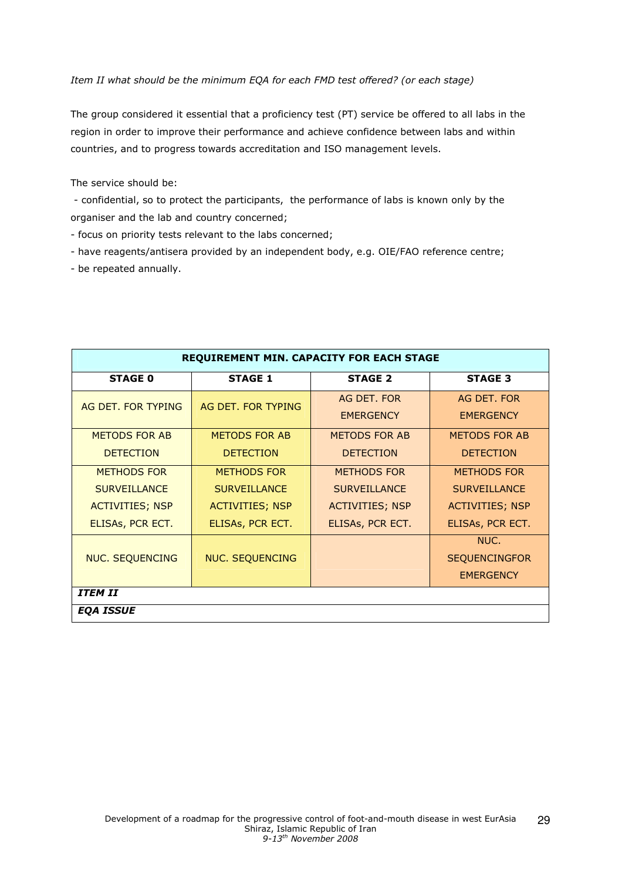*Item II what should be the minimum EQA for each FMD test offered? (or each stage)*

The group considered it essential that a proficiency test (PT) service be offered to all labs in the region in order to improve their performance and achieve confidence between labs and within countries, and to progress towards accreditation and ISO management levels.

The service should be:

- confidential, so to protect the participants, the performance of labs is known only by the organiser and the lab and country concerned;
- focus on priority tests relevant to the labs concerned;
- have reagents/antisera provided by an independent body, e.g. OIE/FAO reference centre;
- be repeated annually.

| **REQUIREMENT MIN. CAPACITY FOR EACH STAGE** | | | |
|---|---|---|---|
| **STAGE 0** | **STAGE 1** | **STAGE 2** | **STAGE 3** |
| AG DET. FOR TYPING | AG DET. FOR TYPING | AG DET. FOR EMERGENCY | AG DET. FOR EMERGENCY |
| METODS FOR AB DETECTION | METODS FOR AB DETECTION | METODS FOR AB DETECTION | METODS FOR AB DETECTION |
| METHODS FOR SURVEILLANCE ACTIVITIES; NSP ELISAs, PCR ECT. | METHODS FOR SURVEILLANCE ACTIVITIES; NSP ELISAs, PCR ECT. | METHODS FOR SURVEILLANCE ACTIVITIES; NSP ELISAs, PCR ECT. | METHODS FOR SURVEILLANCE ACTIVITIES; NSP ELISAs, PCR ECT. |
| NUC. SEQUENCING | NUC. SEQUENCING | | NUC. SEQUENCINGFOR EMERGENCY |
| ***ITEM II*** | | | |
| ***EQA ISSUE*** | | | |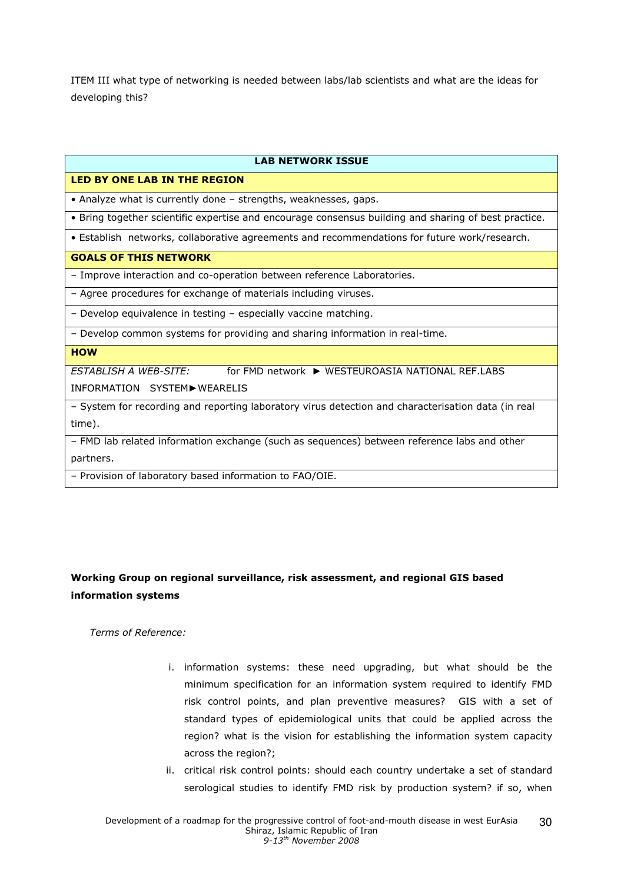ITEM III what type of networking is needed between labs/lab scientists and what are the ideas for developing this?

| **LAB NETWORK ISSUE** |
| --- |
| **LED BY ONE LAB IN THE REGION** |
| • Analyze what is currently done – strengths, weaknesses, gaps. |
| • Bring together scientific expertise and encourage consensus building and sharing of best practice. |
| • Establish networks, collaborative agreements and recommendations for future work/research. |
| **GOALS OF THIS NETWORK** |
| – Improve interaction and co-operation between reference Laboratories. |
| – Agree procedures for exchange of materials including viruses. |
| – Develop equivalence in testing – especially vaccine matching. |
| – Develop common systems for providing and sharing information in real-time. |
| **HOW** |
| *ESTABLISH A WEB-SITE:* for FMD network ► WESTEUROASIA NATIONAL REF.LABS INFORMATION SYSTEM►WEARELIS |
| – System for recording and reporting laboratory virus detection and characterisation data (in real time). |
| – FMD lab related information exchange (such as sequences) between reference labs and other partners. |
| – Provision of laboratory based information to FAO/OIE. |

**Working Group on regional surveillance, risk assessment, and regional GIS based information systems**

*Terms of Reference:*

i. information systems: these need upgrading, but what should be the minimum specification for an information system required to identify FMD risk control points, and plan preventive measures? GIS with a set of standard types of epidemiological units that could be applied across the region? what is the vision for establishing the information system capacity across the region?;

ii. critical risk control points: should each country undertake a set of standard serological studies to identify FMD risk by production system? if so, when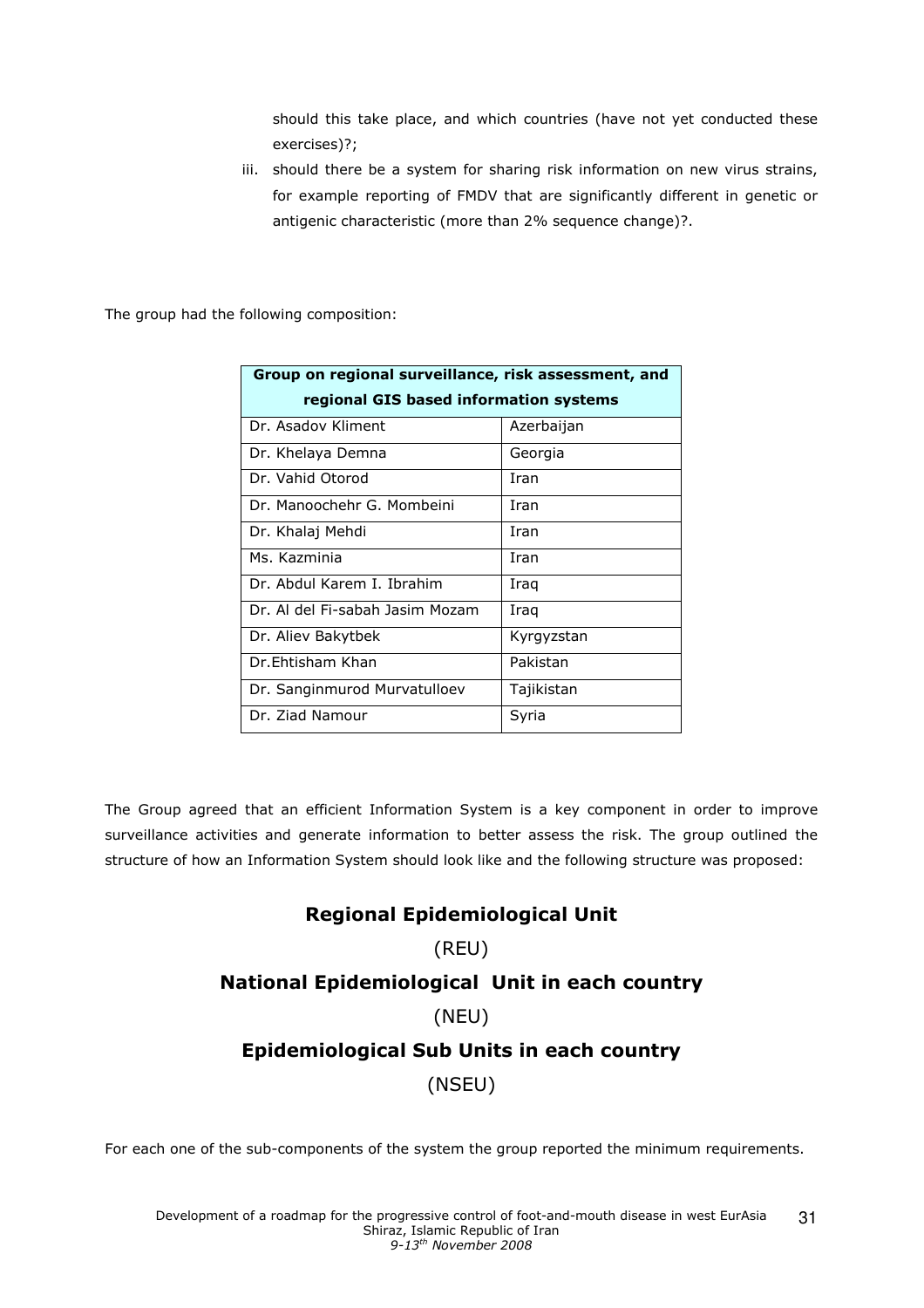should this take place, and which countries (have not yet conducted these exercises)?;

iii. should there be a system for sharing risk information on new virus strains, for example reporting of FMDV that are significantly different in genetic or antigenic characteristic (more than 2% sequence change)?.

The group had the following composition:

| **Group on regional surveillance, risk assessment, and regional GIS based information systems** | |
|---|---|
| Dr. Asadov Kliment | Azerbaijan |
| Dr. Khelaya Demna | Georgia |
| Dr. Vahid Otorod | Iran |
| Dr. Manoochehr G. Mombeini | Iran |
| Dr. Khalaj Mehdi | Iran |
| Ms. Kazminia | Iran |
| Dr. Abdul Karem I. Ibrahim | Iraq |
| Dr. Al del Fi-sabah Jasim Mozam | Iraq |
| Dr. Aliev Bakytbek | Kyrgyzstan |
| Dr.Ehtisham Khan | Pakistan |
| Dr. Sanginmurod Murvatulloev | Tajikistan |
| Dr. Ziad Namour | Syria |

The Group agreed that an efficient Information System is a key component in order to improve surveillance activities and generate information to better assess the risk. The group outlined the structure of how an Information System should look like and the following structure was proposed:

**Regional Epidemiological Unit**

(REU)

**National Epidemiological Unit in each country**

(NEU)

**Epidemiological Sub Units in each country**

(NSEU)

For each one of the sub-components of the system the group reported the minimum requirements.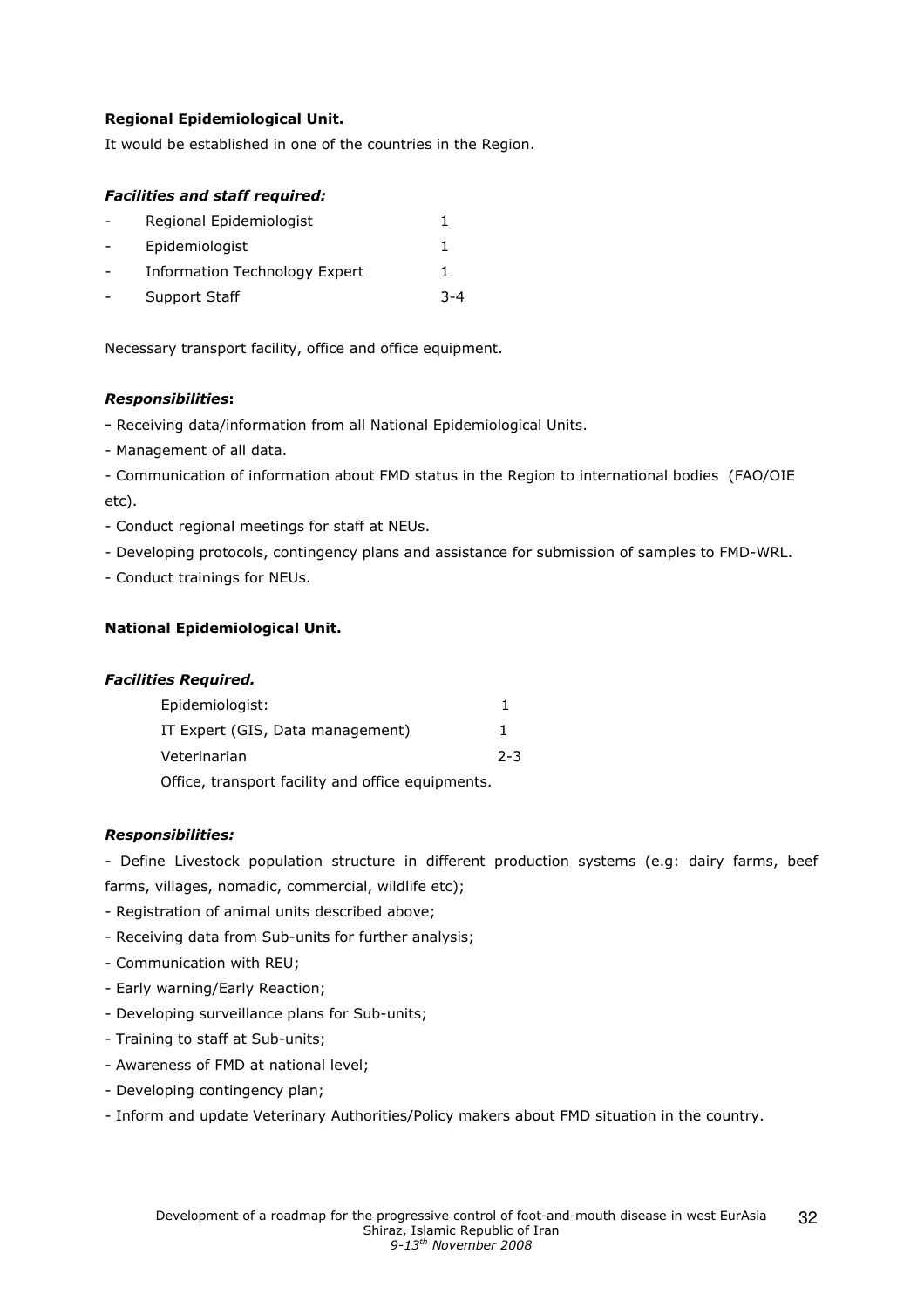**Regional Epidemiological Unit.**

It would be established in one of the countries in the Region.

***Facilities and staff required:***

- Regional Epidemiologist 1
- Epidemiologist 1
- Information Technology Expert 1
- Support Staff 3-4

Necessary transport facility, office and office equipment.

***Responsibilities*:**

- Receiving data/information from all National Epidemiological Units.
- Management of all data.
- Communication of information about FMD status in the Region to international bodies (FAO/OIE etc).
- Conduct regional meetings for staff at NEUs.
- Developing protocols, contingency plans and assistance for submission of samples to FMD-WRL.
- Conduct trainings for NEUs.

**National Epidemiological Unit.**

***Facilities Required.***

Epidemiologist: 1

IT Expert (GIS, Data management) 1

Veterinarian 2-3

Office, transport facility and office equipments.

***Responsibilities:***

- Define Livestock population structure in different production systems (e.g: dairy farms, beef farms, villages, nomadic, commercial, wildlife etc);
- Registration of animal units described above;
- Receiving data from Sub-units for further analysis;
- Communication with REU;
- Early warning/Early Reaction;
- Developing surveillance plans for Sub-units;
- Training to staff at Sub-units;
- Awareness of FMD at national level;
- Developing contingency plan;
- Inform and update Veterinary Authorities/Policy makers about FMD situation in the country.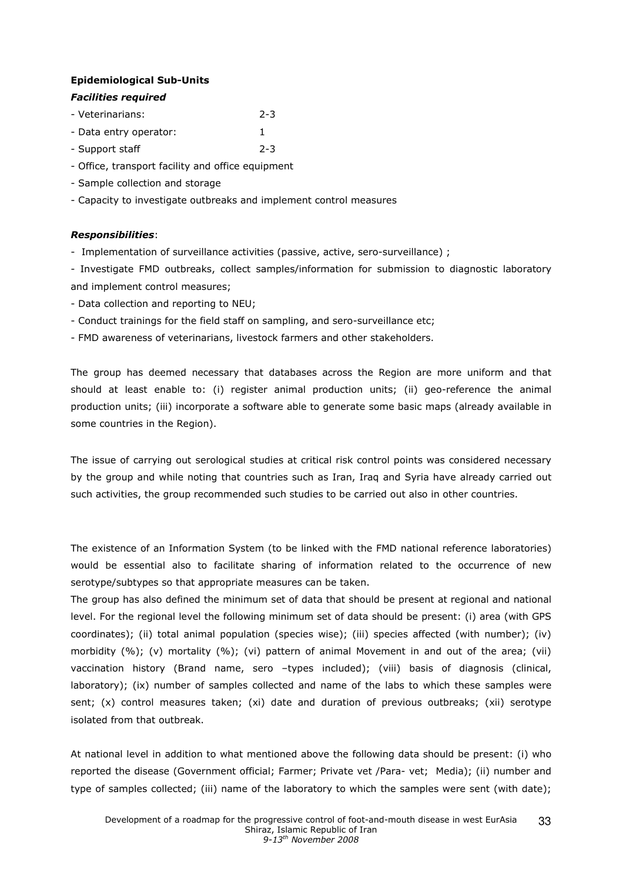**Epidemiological Sub-Units**

***Facilities required***

- Veterinarians: 2-3
- Data entry operator: 1
- Support staff 2-3
- Office, transport facility and office equipment
- Sample collection and storage
- Capacity to investigate outbreaks and implement control measures

***Responsibilities***:

- Implementation of surveillance activities (passive, active, sero-surveillance) ;
- Investigate FMD outbreaks, collect samples/information for submission to diagnostic laboratory and implement control measures;
- Data collection and reporting to NEU;
- Conduct trainings for the field staff on sampling, and sero-surveillance etc;
- FMD awareness of veterinarians, livestock farmers and other stakeholders.

The group has deemed necessary that databases across the Region are more uniform and that should at least enable to: (i) register animal production units; (ii) geo-reference the animal production units; (iii) incorporate a software able to generate some basic maps (already available in some countries in the Region).

The issue of carrying out serological studies at critical risk control points was considered necessary by the group and while noting that countries such as Iran, Iraq and Syria have already carried out such activities, the group recommended such studies to be carried out also in other countries.

The existence of an Information System (to be linked with the FMD national reference laboratories) would be essential also to facilitate sharing of information related to the occurrence of new serotype/subtypes so that appropriate measures can be taken.

The group has also defined the minimum set of data that should be present at regional and national level. For the regional level the following minimum set of data should be present: (i) area (with GPS coordinates); (ii) total animal population (species wise); (iii) species affected (with number); (iv) morbidity (%); (v) mortality (%); (vi) pattern of animal Movement in and out of the area; (vii) vaccination history (Brand name, sero –types included); (viii) basis of diagnosis (clinical, laboratory); (ix) number of samples collected and name of the labs to which these samples were sent; (x) control measures taken; (xi) date and duration of previous outbreaks; (xii) serotype isolated from that outbreak.

At national level in addition to what mentioned above the following data should be present: (i) who reported the disease (Government official; Farmer; Private vet /Para- vet; Media); (ii) number and type of samples collected; (iii) name of the laboratory to which the samples were sent (with date);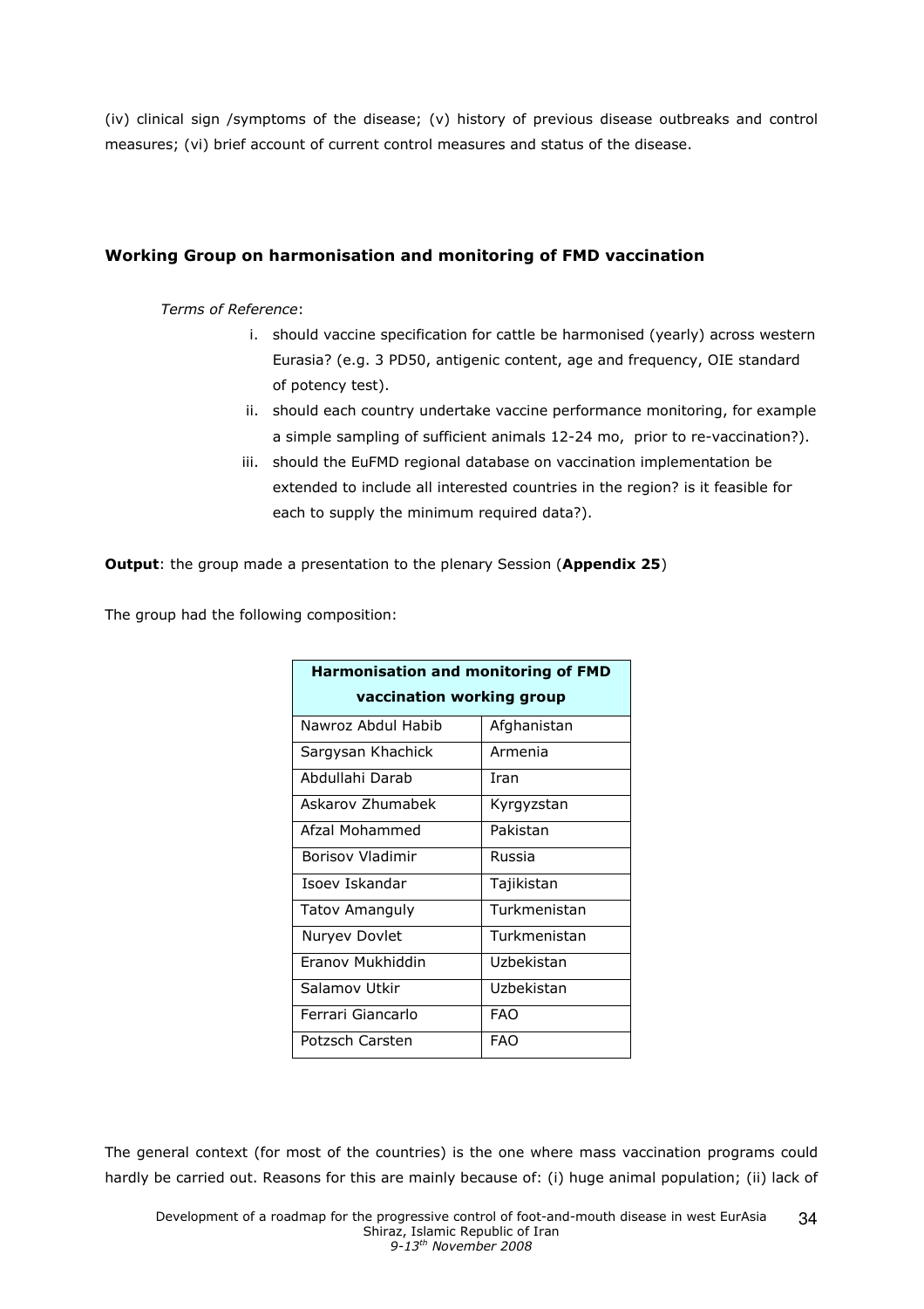(iv) clinical sign /symptoms of the disease; (v) history of previous disease outbreaks and control measures; (vi) brief account of current control measures and status of the disease.

### Working Group on harmonisation and monitoring of FMD vaccination

*Terms of Reference*:

i. should vaccine specification for cattle be harmonised (yearly) across western Eurasia? (e.g. 3 PD50, antigenic content, age and frequency, OIE standard of potency test).
ii. should each country undertake vaccine performance monitoring, for example a simple sampling of sufficient animals 12-24 mo, prior to re-vaccination?).
iii. should the EuFMD regional database on vaccination implementation be extended to include all interested countries in the region? is it feasible for each to supply the minimum required data?).

**Output**: the group made a presentation to the plenary Session (**Appendix 25**)

The group had the following composition:

| **Harmonisation and monitoring of FMD vaccination working group** | |
|---|---|
| Nawroz Abdul Habib | Afghanistan |
| Sargysan Khachick | Armenia |
| Abdullahi Darab | Iran |
| Askarov Zhumabek | Kyrgyzstan |
| Afzal Mohammed | Pakistan |
| Borisov Vladimir | Russia |
| Isoev Iskandar | Tajikistan |
| Tatov Amanguly | Turkmenistan |
| Nuryev Dovlet | Turkmenistan |
| Eranov Mukhiddin | Uzbekistan |
| Salamov Utkir | Uzbekistan |
| Ferrari Giancarlo | FAO |
| Potzsch Carsten | FAO |

The general context (for most of the countries) is the one where mass vaccination programs could hardly be carried out. Reasons for this are mainly because of: (i) huge animal population; (ii) lack of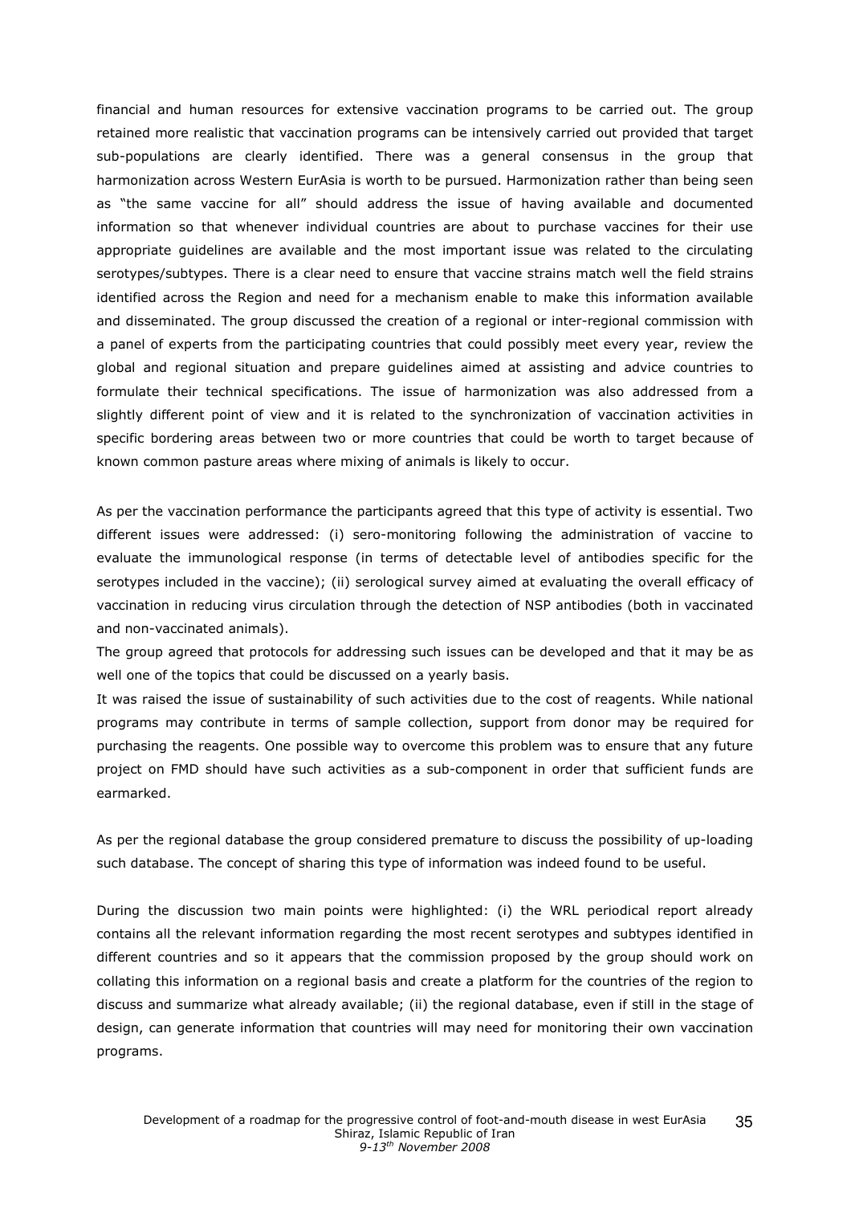financial and human resources for extensive vaccination programs to be carried out. The group retained more realistic that vaccination programs can be intensively carried out provided that target sub-populations are clearly identified. There was a general consensus in the group that harmonization across Western EurAsia is worth to be pursued. Harmonization rather than being seen as "the same vaccine for all" should address the issue of having available and documented information so that whenever individual countries are about to purchase vaccines for their use appropriate guidelines are available and the most important issue was related to the circulating serotypes/subtypes. There is a clear need to ensure that vaccine strains match well the field strains identified across the Region and need for a mechanism enable to make this information available and disseminated. The group discussed the creation of a regional or inter-regional commission with a panel of experts from the participating countries that could possibly meet every year, review the global and regional situation and prepare guidelines aimed at assisting and advice countries to formulate their technical specifications. The issue of harmonization was also addressed from a slightly different point of view and it is related to the synchronization of vaccination activities in specific bordering areas between two or more countries that could be worth to target because of known common pasture areas where mixing of animals is likely to occur.

As per the vaccination performance the participants agreed that this type of activity is essential. Two different issues were addressed: (i) sero-monitoring following the administration of vaccine to evaluate the immunological response (in terms of detectable level of antibodies specific for the serotypes included in the vaccine); (ii) serological survey aimed at evaluating the overall efficacy of vaccination in reducing virus circulation through the detection of NSP antibodies (both in vaccinated and non-vaccinated animals).

The group agreed that protocols for addressing such issues can be developed and that it may be as well one of the topics that could be discussed on a yearly basis.

It was raised the issue of sustainability of such activities due to the cost of reagents. While national programs may contribute in terms of sample collection, support from donor may be required for purchasing the reagents. One possible way to overcome this problem was to ensure that any future project on FMD should have such activities as a sub-component in order that sufficient funds are earmarked.

As per the regional database the group considered premature to discuss the possibility of up-loading such database. The concept of sharing this type of information was indeed found to be useful.

During the discussion two main points were highlighted: (i) the WRL periodical report already contains all the relevant information regarding the most recent serotypes and subtypes identified in different countries and so it appears that the commission proposed by the group should work on collating this information on a regional basis and create a platform for the countries of the region to discuss and summarize what already available; (ii) the regional database, even if still in the stage of design, can generate information that countries will may need for monitoring their own vaccination programs.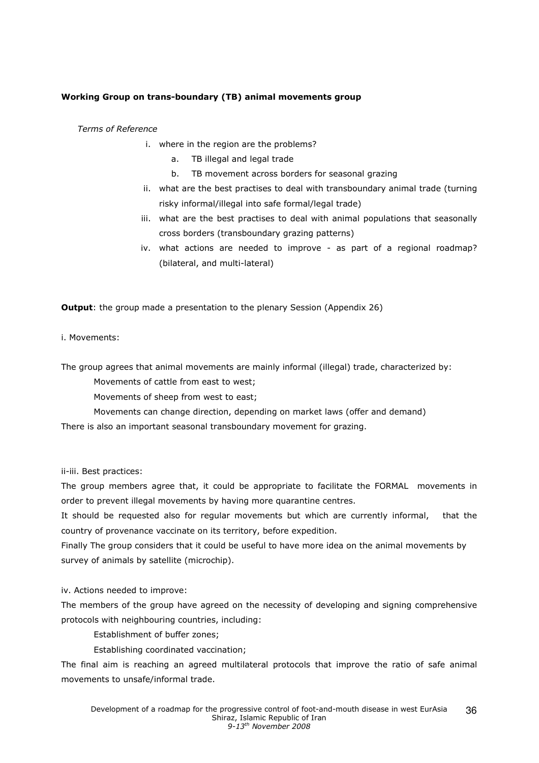**Working Group on trans-boundary (TB) animal movements group**

*Terms of Reference*

i. where in the region are the problems?
   a. TB illegal and legal trade
   b. TB movement across borders for seasonal grazing
ii. what are the best practises to deal with transboundary animal trade (turning risky informal/illegal into safe formal/legal trade)
iii. what are the best practises to deal with animal populations that seasonally cross borders (transboundary grazing patterns)
iv. what actions are needed to improve - as part of a regional roadmap? (bilateral, and multi-lateral)

**Output**: the group made a presentation to the plenary Session (Appendix 26)

i. Movements:

The group agrees that animal movements are mainly informal (illegal) trade, characterized by:

Movements of cattle from east to west;

Movements of sheep from west to east;

Movements can change direction, depending on market laws (offer and demand)

There is also an important seasonal transboundary movement for grazing.

ii-iii. Best practices:

The group members agree that, it could be appropriate to facilitate the FORMAL movements in order to prevent illegal movements by having more quarantine centres.

It should be requested also for regular movements but which are currently informal, that the country of provenance vaccinate on its territory, before expedition.

Finally The group considers that it could be useful to have more idea on the animal movements by survey of animals by satellite (microchip).

iv. Actions needed to improve:

The members of the group have agreed on the necessity of developing and signing comprehensive protocols with neighbouring countries, including:

Establishment of buffer zones;

Establishing coordinated vaccination;

The final aim is reaching an agreed multilateral protocols that improve the ratio of safe animal movements to unsafe/informal trade.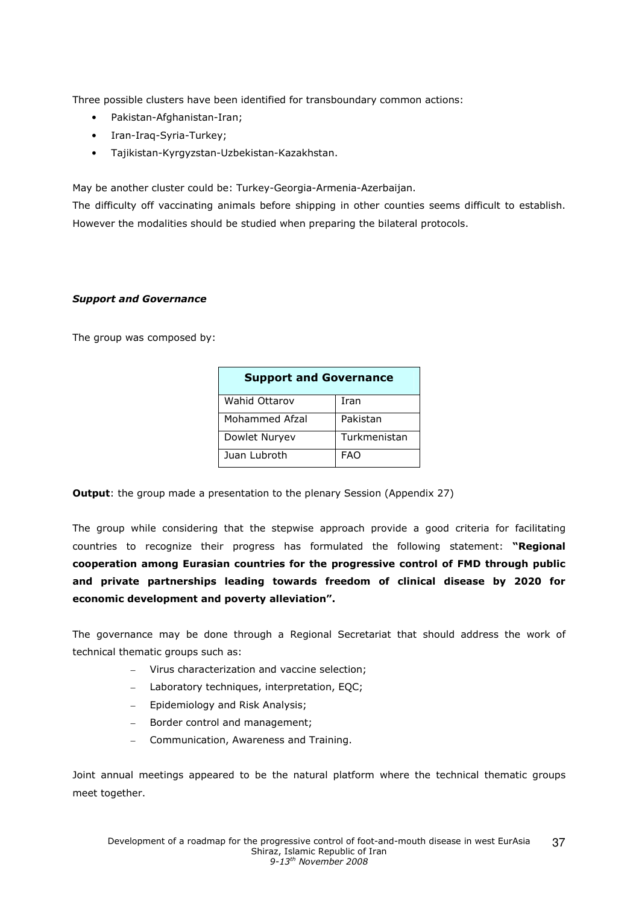Three possible clusters have been identified for transboundary common actions:

- Pakistan-Afghanistan-Iran;
- Iran-Iraq-Syria-Turkey;
- Tajikistan-Kyrgyzstan-Uzbekistan-Kazakhstan.

May be another cluster could be: Turkey-Georgia-Armenia-Azerbaijan.

The difficulty off vaccinating animals before shipping in other counties seems difficult to establish. However the modalities should be studied when preparing the bilateral protocols.

***Support and Governance***

The group was composed by:

| Support and Governance | |
|---|---|
| Wahid Ottarov | Iran |
| Mohammed Afzal | Pakistan |
| Dowlet Nuryev | Turkmenistan |
| Juan Lubroth | FAO |

**Output**: the group made a presentation to the plenary Session (Appendix 27)

The group while considering that the stepwise approach provide a good criteria for facilitating countries to recognize their progress has formulated the following statement: **"Regional cooperation among Eurasian countries for the progressive control of FMD through public and private partnerships leading towards freedom of clinical disease by 2020 for economic development and poverty alleviation".**

The governance may be done through a Regional Secretariat that should address the work of technical thematic groups such as:

- Virus characterization and vaccine selection;
- Laboratory techniques, interpretation, EQC;
- Epidemiology and Risk Analysis;
- Border control and management;
- Communication, Awareness and Training.

Joint annual meetings appeared to be the natural platform where the technical thematic groups meet together.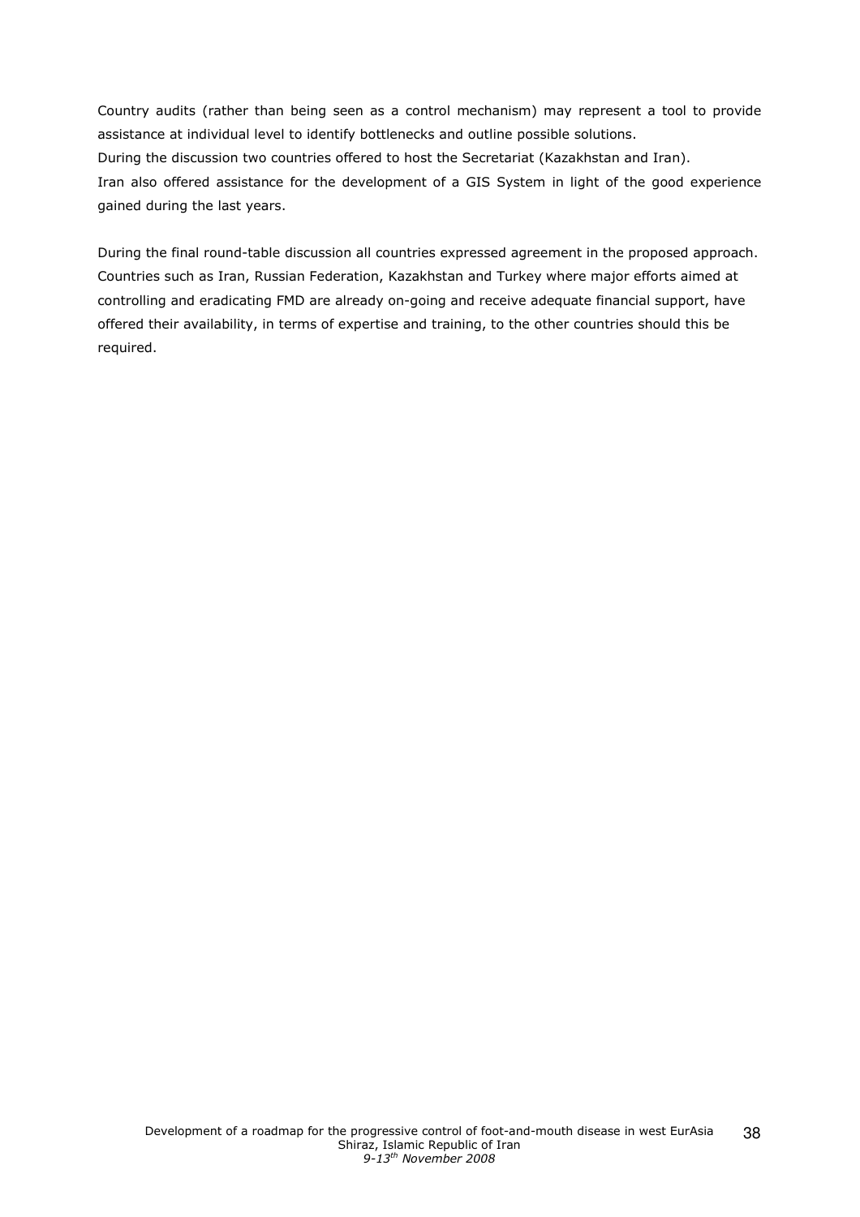Country audits (rather than being seen as a control mechanism) may represent a tool to provide assistance at individual level to identify bottlenecks and outline possible solutions.

During the discussion two countries offered to host the Secretariat (Kazakhstan and Iran).

Iran also offered assistance for the development of a GIS System in light of the good experience gained during the last years.

During the final round-table discussion all countries expressed agreement in the proposed approach. Countries such as Iran, Russian Federation, Kazakhstan and Turkey where major efforts aimed at controlling and eradicating FMD are already on-going and receive adequate financial support, have offered their availability, in terms of expertise and training, to the other countries should this be required.